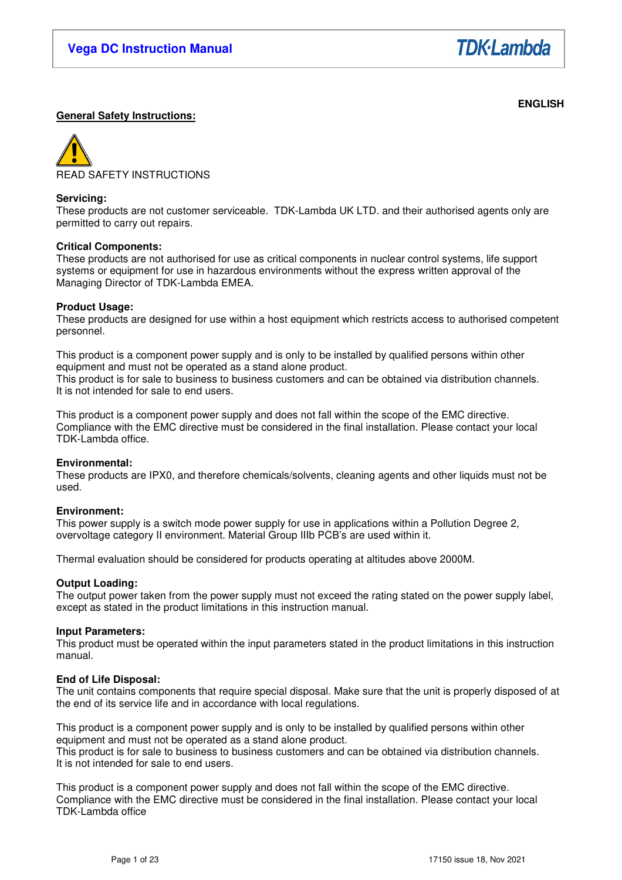ENGLISH

## General Safety Instructions:

READ SAFETY INSTRUCTIONS

**Servicing:**
These products are not customer serviceable. TDK-Lambda UK LTD. and their authorised agents only are permitted to carry out repairs.

**Critical Components:**
These products are not authorised for use as critical components in nuclear control systems, life support systems or equipment for use in hazardous environments without the express written approval of the Managing Director of TDK-Lambda EMEA.

**Product Usage:**
These products are designed for use within a host equipment which restricts access to authorised competent personnel.

This product is a component power supply and is only to be installed by qualified persons within other equipment and must not be operated as a stand alone product.
This product is for sale to business to business customers and can be obtained via distribution channels. It is not intended for sale to end users.

This product is a component power supply and does not fall within the scope of the EMC directive. Compliance with the EMC directive must be considered in the final installation. Please contact your local TDK-Lambda office.

**Environmental:**
These products are IPX0, and therefore chemicals/solvents, cleaning agents and other liquids must not be used.

**Environment:**
This power supply is a switch mode power supply for use in applications within a Pollution Degree 2, overvoltage category II environment. Material Group IIIb PCB's are used within it.

Thermal evaluation should be considered for products operating at altitudes above 2000M.

**Output Loading:**
The output power taken from the power supply must not exceed the rating stated on the power supply label, except as stated in the product limitations in this instruction manual.

**Input Parameters:**
This product must be operated within the input parameters stated in the product limitations in this instruction manual.

**End of Life Disposal:**
The unit contains components that require special disposal. Make sure that the unit is properly disposed of at the end of its service life and in accordance with local regulations.

This product is a component power supply and is only to be installed by qualified persons within other equipment and must not be operated as a stand alone product.
This product is for sale to business to business customers and can be obtained via distribution channels. It is not intended for sale to end users.

This product is a component power supply and does not fall within the scope of the EMC directive. Compliance with the EMC directive must be considered in the final installation. Please contact your local TDK-Lambda office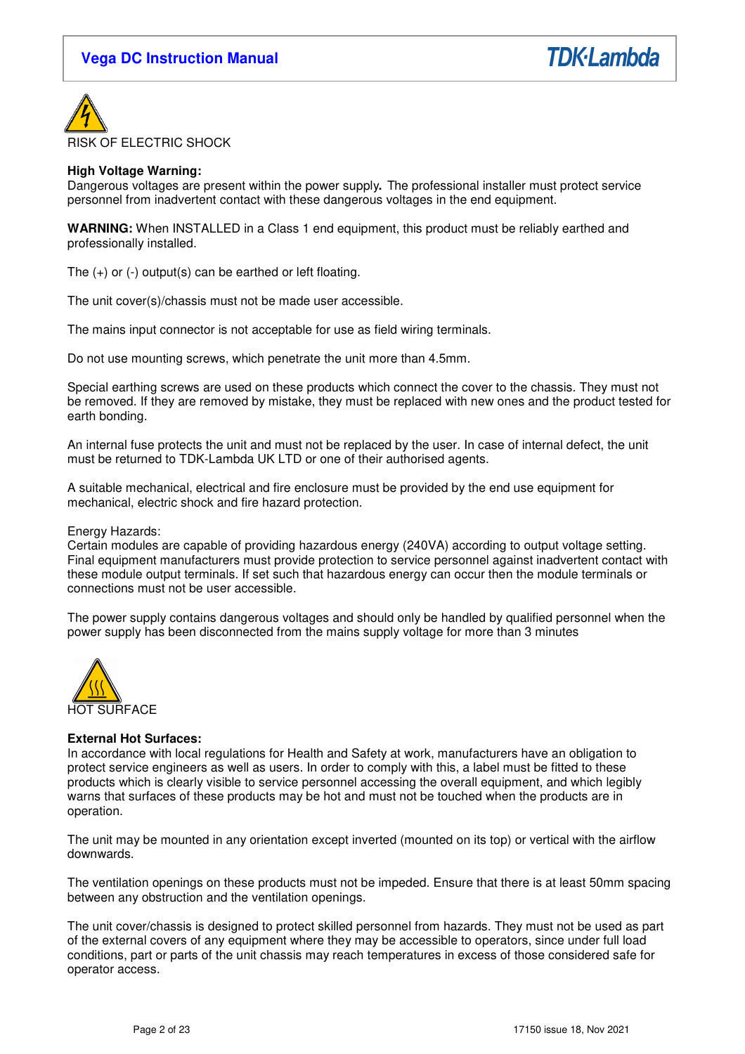RISK OF ELECTRIC SHOCK

**High Voltage Warning:**
Dangerous voltages are present within the power supply**.** The professional installer must protect service personnel from inadvertent contact with these dangerous voltages in the end equipment.

**WARNING:** When INSTALLED in a Class 1 end equipment, this product must be reliably earthed and professionally installed.

The (+) or (-) output(s) can be earthed or left floating.

The unit cover(s)/chassis must not be made user accessible.

The mains input connector is not acceptable for use as field wiring terminals.

Do not use mounting screws, which penetrate the unit more than 4.5mm.

Special earthing screws are used on these products which connect the cover to the chassis. They must not be removed. If they are removed by mistake, they must be replaced with new ones and the product tested for earth bonding.

An internal fuse protects the unit and must not be replaced by the user. In case of internal defect, the unit must be returned to TDK-Lambda UK LTD or one of their authorised agents.

A suitable mechanical, electrical and fire enclosure must be provided by the end use equipment for mechanical, electric shock and fire hazard protection.

Energy Hazards:
Certain modules are capable of providing hazardous energy (240VA) according to output voltage setting. Final equipment manufacturers must provide protection to service personnel against inadvertent contact with these module output terminals. If set such that hazardous energy can occur then the module terminals or connections must not be user accessible.

The power supply contains dangerous voltages and should only be handled by qualified personnel when the power supply has been disconnected from the mains supply voltage for more than 3 minutes

HOT SURFACE

**External Hot Surfaces:**
In accordance with local regulations for Health and Safety at work, manufacturers have an obligation to protect service engineers as well as users. In order to comply with this, a label must be fitted to these products which is clearly visible to service personnel accessing the overall equipment, and which legibly warns that surfaces of these products may be hot and must not be touched when the products are in operation.

The unit may be mounted in any orientation except inverted (mounted on its top) or vertical with the airflow downwards.

The ventilation openings on these products must not be impeded. Ensure that there is at least 50mm spacing between any obstruction and the ventilation openings.

The unit cover/chassis is designed to protect skilled personnel from hazards. They must not be used as part of the external covers of any equipment where they may be accessible to operators, since under full load conditions, part or parts of the unit chassis may reach temperatures in excess of those considered safe for operator access.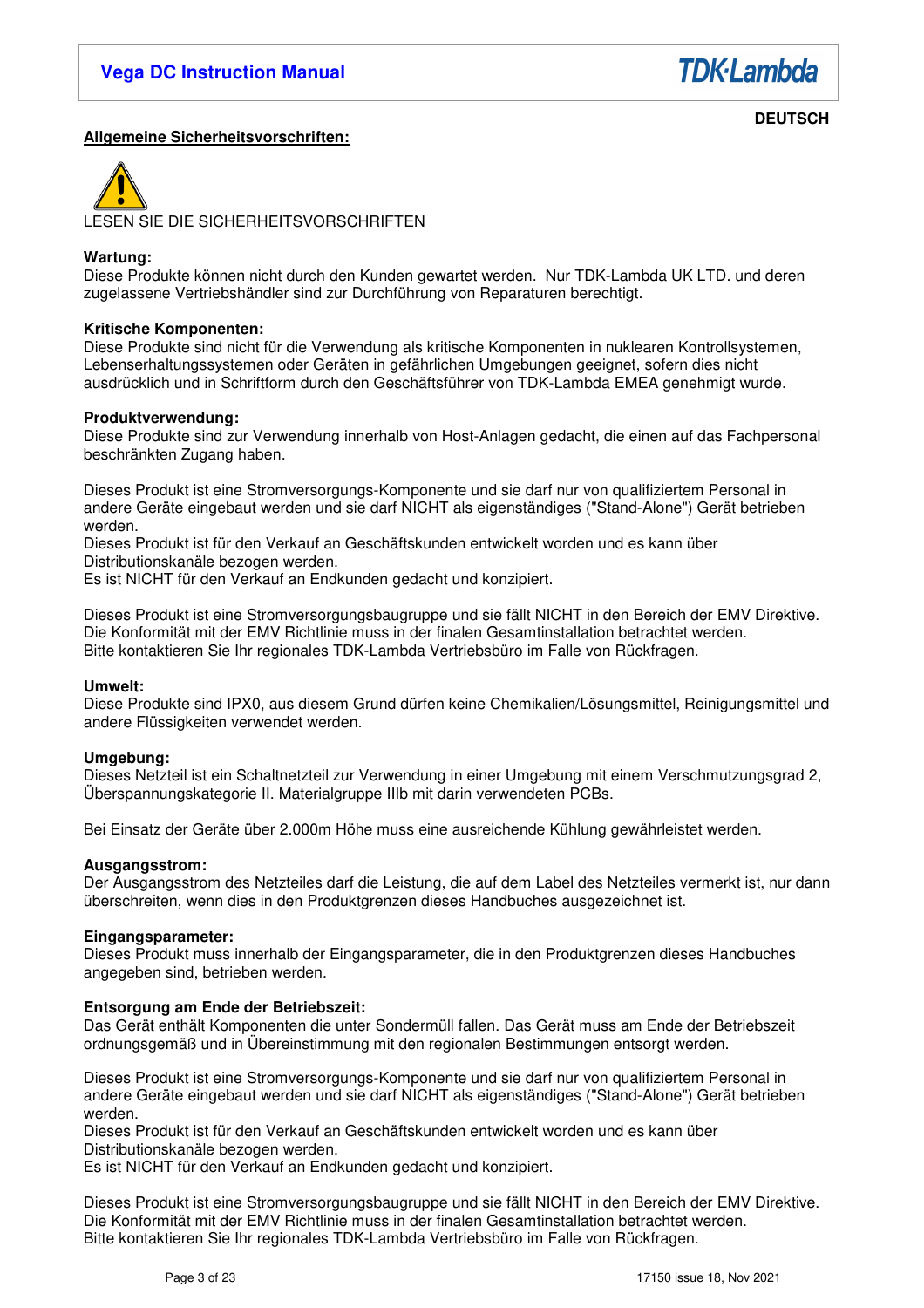**DEUTSCH**

## Allgemeine Sicherheitsvorschriften:

LESEN SIE DIE SICHERHEITSVORSCHRIFTEN

**Wartung:**
Diese Produkte können nicht durch den Kunden gewartet werden. Nur TDK-Lambda UK LTD. und deren zugelassene Vertriebshändler sind zur Durchführung von Reparaturen berechtigt.

**Kritische Komponenten:**
Diese Produkte sind nicht für die Verwendung als kritische Komponenten in nuklearen Kontrollsystemen, Lebenserhaltungssystemen oder Geräten in gefährlichen Umgebungen geeignet, sofern dies nicht ausdrücklich und in Schriftform durch den Geschäftsführer von TDK-Lambda EMEA genehmigt wurde.

**Produktverwendung:**
Diese Produkte sind zur Verwendung innerhalb von Host-Anlagen gedacht, die einen auf das Fachpersonal beschränkten Zugang haben.

Dieses Produkt ist eine Stromversorgungs-Komponente und sie darf nur von qualifiziertem Personal in andere Geräte eingebaut werden und sie darf NICHT als eigenständiges ("Stand-Alone") Gerät betrieben werden.
Dieses Produkt ist für den Verkauf an Geschäftskunden entwickelt worden und es kann über Distributionskanäle bezogen werden.
Es ist NICHT für den Verkauf an Endkunden gedacht und konzipiert.

Dieses Produkt ist eine Stromversorgungsbaugruppe und sie fällt NICHT in den Bereich der EMV Direktive.
Die Konformität mit der EMV Richtlinie muss in der finalen Gesamtinstallation betrachtet werden.
Bitte kontaktieren Sie Ihr regionales TDK-Lambda Vertriebsbüro im Falle von Rückfragen.

**Umwelt:**
Diese Produkte sind IPX0, aus diesem Grund dürfen keine Chemikalien/Lösungsmittel, Reinigungsmittel und andere Flüssigkeiten verwendet werden.

**Umgebung:**
Dieses Netzteil ist ein Schaltnetzteil zur Verwendung in einer Umgebung mit einem Verschmutzungsgrad 2, Überspannungskategorie II. Materialgruppe IIIb mit darin verwendeten PCBs.

Bei Einsatz der Geräte über 2.000m Höhe muss eine ausreichende Kühlung gewährleistet werden.

**Ausgangsstrom:**
Der Ausgangsstrom des Netzteiles darf die Leistung, die auf dem Label des Netzteiles vermerkt ist, nur dann überschreiten, wenn dies in den Produktgrenzen dieses Handbuches ausgezeichnet ist.

**Eingangsparameter:**
Dieses Produkt muss innerhalb der Eingangsparameter, die in den Produktgrenzen dieses Handbuches angegeben sind, betrieben werden.

**Entsorgung am Ende der Betriebszeit:**
Das Gerät enthält Komponenten die unter Sondermüll fallen. Das Gerät muss am Ende der Betriebszeit ordnungsgemäß und in Übereinstimmung mit den regionalen Bestimmungen entsorgt werden.

Dieses Produkt ist eine Stromversorgungs-Komponente und sie darf nur von qualifiziertem Personal in andere Geräte eingebaut werden und sie darf NICHT als eigenständiges ("Stand-Alone") Gerät betrieben werden.
Dieses Produkt ist für den Verkauf an Geschäftskunden entwickelt worden und es kann über Distributionskanäle bezogen werden.
Es ist NICHT für den Verkauf an Endkunden gedacht und konzipiert.

Dieses Produkt ist eine Stromversorgungsbaugruppe und sie fällt NICHT in den Bereich der EMV Direktive.
Die Konformität mit der EMV Richtlinie muss in der finalen Gesamtinstallation betrachtet werden.
Bitte kontaktieren Sie Ihr regionales TDK-Lambda Vertriebsbüro im Falle von Rückfragen.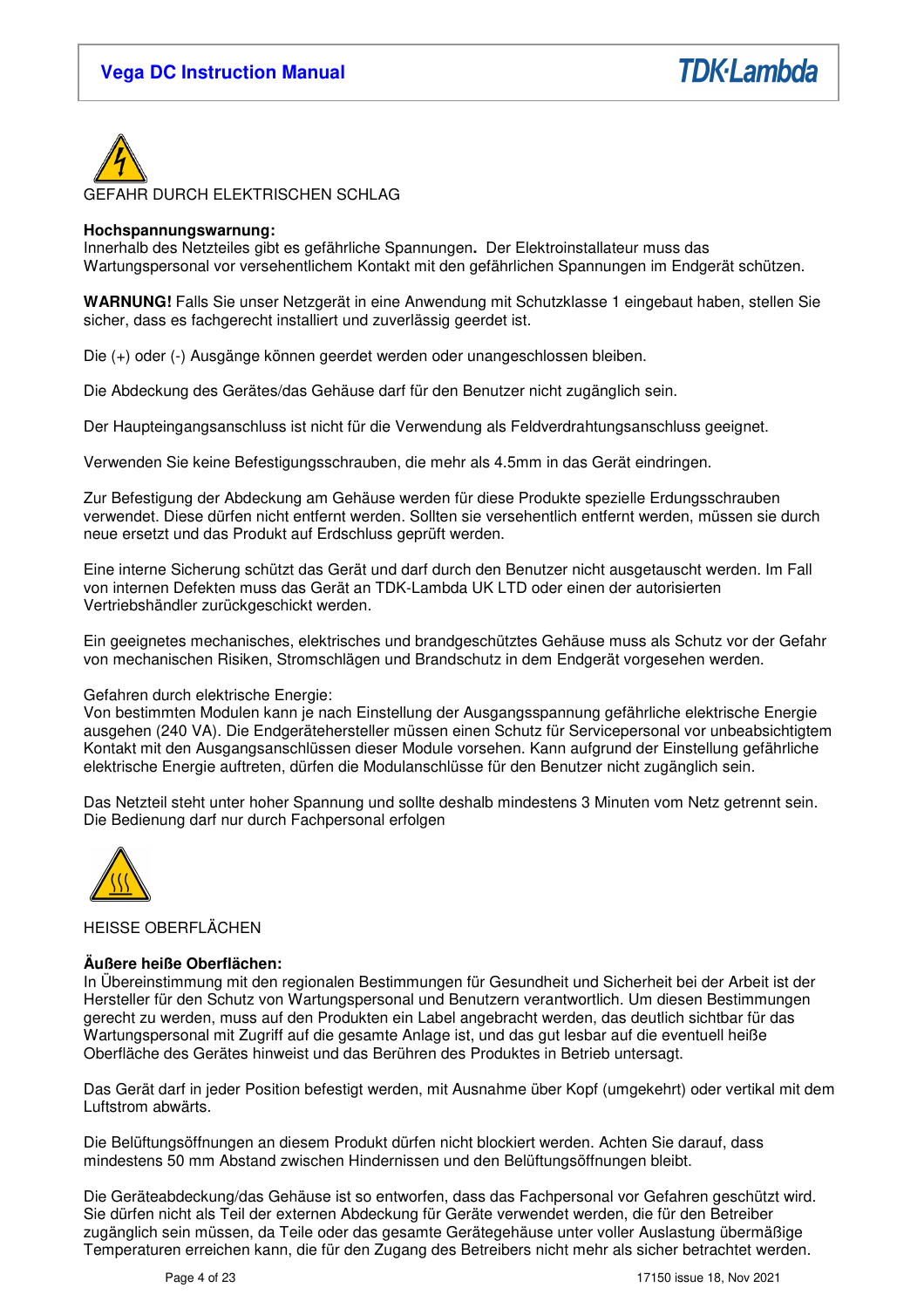GEFAHR DURCH ELEKTRISCHEN SCHLAG

**Hochspannungswarnung:**
Innerhalb des Netzteiles gibt es gefährliche Spannungen**.** Der Elektroinstallateur muss das Wartungspersonal vor versehentlichem Kontakt mit den gefährlichen Spannungen im Endgerät schützen.

**WARNUNG!** Falls Sie unser Netzgerät in eine Anwendung mit Schutzklasse 1 eingebaut haben, stellen Sie sicher, dass es fachgerecht installiert und zuverlässig geerdet ist.

Die (+) oder (-) Ausgänge können geerdet werden oder unangeschlossen bleiben.

Die Abdeckung des Gerätes/das Gehäuse darf für den Benutzer nicht zugänglich sein.

Der Haupteingangsanschluss ist nicht für die Verwendung als Feldverdrahtungsanschluss geeignet.

Verwenden Sie keine Befestigungsschrauben, die mehr als 4.5mm in das Gerät eindringen.

Zur Befestigung der Abdeckung am Gehäuse werden für diese Produkte spezielle Erdungsschrauben verwendet. Diese dürfen nicht entfernt werden. Sollten sie versehentlich entfernt werden, müssen sie durch neue ersetzt und das Produkt auf Erdschluss geprüft werden.

Eine interne Sicherung schützt das Gerät und darf durch den Benutzer nicht ausgetauscht werden. Im Fall von internen Defekten muss das Gerät an TDK-Lambda UK LTD oder einen der autorisierten Vertriebshändler zurückgeschickt werden.

Ein geeignetes mechanisches, elektrisches und brandgeschütztes Gehäuse muss als Schutz vor der Gefahr von mechanischen Risiken, Stromschlägen und Brandschutz in dem Endgerät vorgesehen werden.

Gefahren durch elektrische Energie:
Von bestimmten Modulen kann je nach Einstellung der Ausgangsspannung gefährliche elektrische Energie ausgehen (240 VA). Die Endgerätehersteller müssen einen Schutz für Servicepersonal vor unbeabsichtigtem Kontakt mit den Ausgangsanschlüssen dieser Module vorsehen. Kann aufgrund der Einstellung gefährliche elektrische Energie auftreten, dürfen die Modulanschlüsse für den Benutzer nicht zugänglich sein.

Das Netzteil steht unter hoher Spannung und sollte deshalb mindestens 3 Minuten vom Netz getrennt sein. Die Bedienung darf nur durch Fachpersonal erfolgen

HEISSE OBERFLÄCHEN

**Äußere heiße Oberflächen:**
In Übereinstimmung mit den regionalen Bestimmungen für Gesundheit und Sicherheit bei der Arbeit ist der Hersteller für den Schutz von Wartungspersonal und Benutzern verantwortlich. Um diesen Bestimmungen gerecht zu werden, muss auf den Produkten ein Label angebracht werden, das deutlich sichtbar für das Wartungspersonal mit Zugriff auf die gesamte Anlage ist, und das gut lesbar auf die eventuell heiße Oberfläche des Gerätes hinweist und das Berühren des Produktes in Betrieb untersagt.

Das Gerät darf in jeder Position befestigt werden, mit Ausnahme über Kopf (umgekehrt) oder vertikal mit dem Luftstrom abwärts.

Die Belüftungsöffnungen an diesem Produkt dürfen nicht blockiert werden. Achten Sie darauf, dass mindestens 50 mm Abstand zwischen Hindernissen und den Belüftungsöffnungen bleibt.

Die Geräteabdeckung/das Gehäuse ist so entworfen, dass das Fachpersonal vor Gefahren geschützt wird. Sie dürfen nicht als Teil der externen Abdeckung für Geräte verwendet werden, die für den Betreiber zugänglich sein müssen, da Teile oder das gesamte Gerätegehäuse unter voller Auslastung übermäßige Temperaturen erreichen kann, die für den Zugang des Betreibers nicht mehr als sicher betrachtet werden.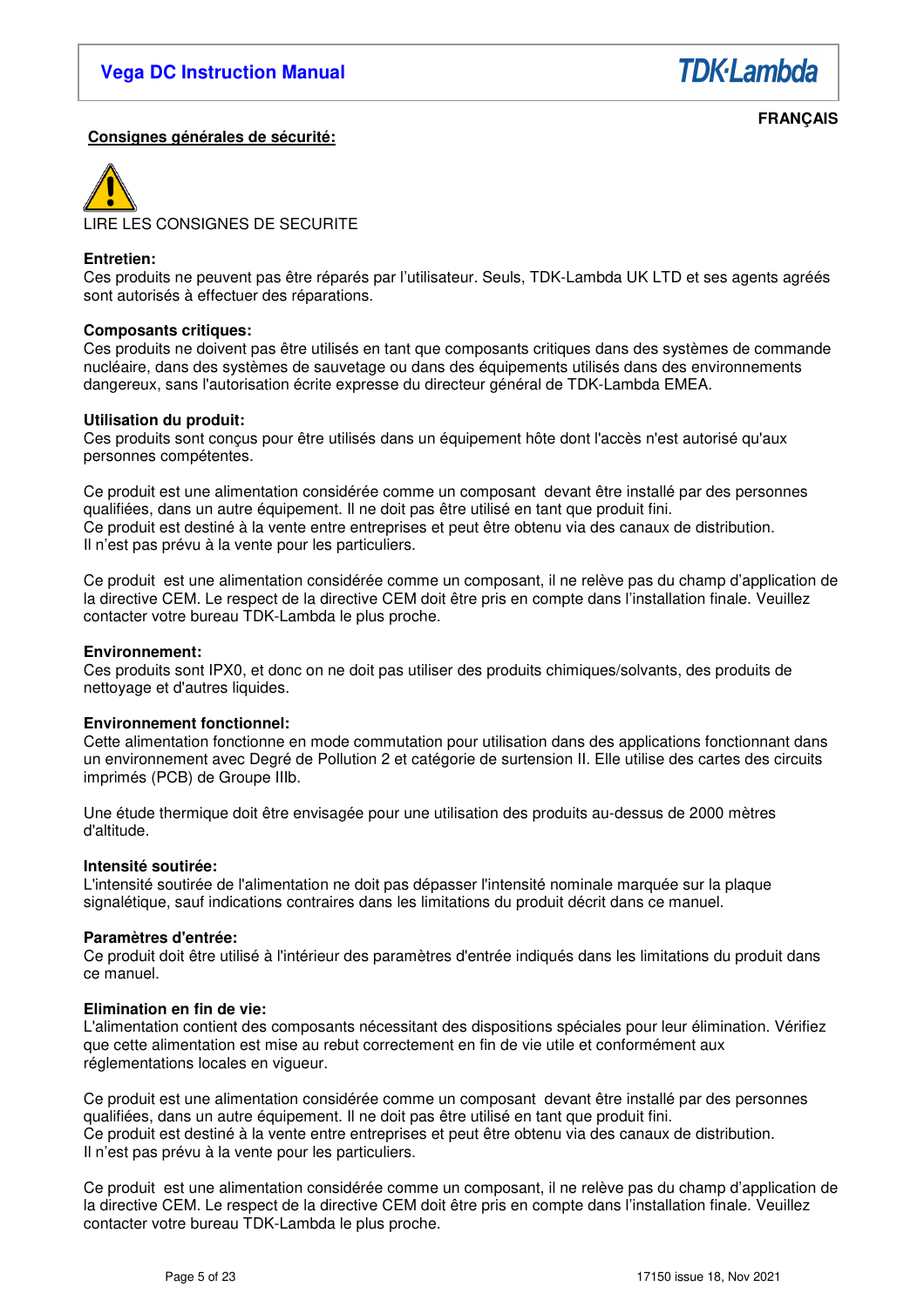FRANÇAIS

## Consignes générales de sécurité:

LIRE LES CONSIGNES DE SECURITE

**Entretien:**
Ces produits ne peuvent pas être réparés par l'utilisateur. Seuls, TDK-Lambda UK LTD et ses agents agréés sont autorisés à effectuer des réparations.

**Composants critiques:**
Ces produits ne doivent pas être utilisés en tant que composants critiques dans des systèmes de commande nucléaire, dans des systèmes de sauvetage ou dans des équipements utilisés dans des environnements dangereux, sans l'autorisation écrite expresse du directeur général de TDK-Lambda EMEA.

**Utilisation du produit:**
Ces produits sont conçus pour être utilisés dans un équipement hôte dont l'accès n'est autorisé qu'aux personnes compétentes.

Ce produit est une alimentation considérée comme un composant devant être installé par des personnes qualifiées, dans un autre équipement. Il ne doit pas être utilisé en tant que produit fini.
Ce produit est destiné à la vente entre entreprises et peut être obtenu via des canaux de distribution.
Il n'est pas prévu à la vente pour les particuliers.

Ce produit est une alimentation considérée comme un composant, il ne relève pas du champ d'application de la directive CEM. Le respect de la directive CEM doit être pris en compte dans l'installation finale. Veuillez contacter votre bureau TDK-Lambda le plus proche.

**Environnement:**
Ces produits sont IPX0, et donc on ne doit pas utiliser des produits chimiques/solvants, des produits de nettoyage et d'autres liquides.

**Environnement fonctionnel:**
Cette alimentation fonctionne en mode commutation pour utilisation dans des applications fonctionnant dans un environnement avec Degré de Pollution 2 et catégorie de surtension II. Elle utilise des cartes des circuits imprimés (PCB) de Groupe IIIb.

Une étude thermique doit être envisagée pour une utilisation des produits au-dessus de 2000 mètres d'altitude.

**Intensité soutirée:**
L'intensité soutirée de l'alimentation ne doit pas dépasser l'intensité nominale marquée sur la plaque signalétique, sauf indications contraires dans les limitations du produit décrit dans ce manuel.

**Paramètres d'entrée:**
Ce produit doit être utilisé à l'intérieur des paramètres d'entrée indiqués dans les limitations du produit dans ce manuel.

**Elimination en fin de vie:**
L'alimentation contient des composants nécessitant des dispositions spéciales pour leur élimination. Vérifiez que cette alimentation est mise au rebut correctement en fin de vie utile et conformément aux réglementations locales en vigueur.

Ce produit est une alimentation considérée comme un composant devant être installé par des personnes qualifiées, dans un autre équipement. Il ne doit pas être utilisé en tant que produit fini.
Ce produit est destiné à la vente entre entreprises et peut être obtenu via des canaux de distribution.
Il n'est pas prévu à la vente pour les particuliers.

Ce produit est une alimentation considérée comme un composant, il ne relève pas du champ d'application de la directive CEM. Le respect de la directive CEM doit être pris en compte dans l'installation finale. Veuillez contacter votre bureau TDK-Lambda le plus proche.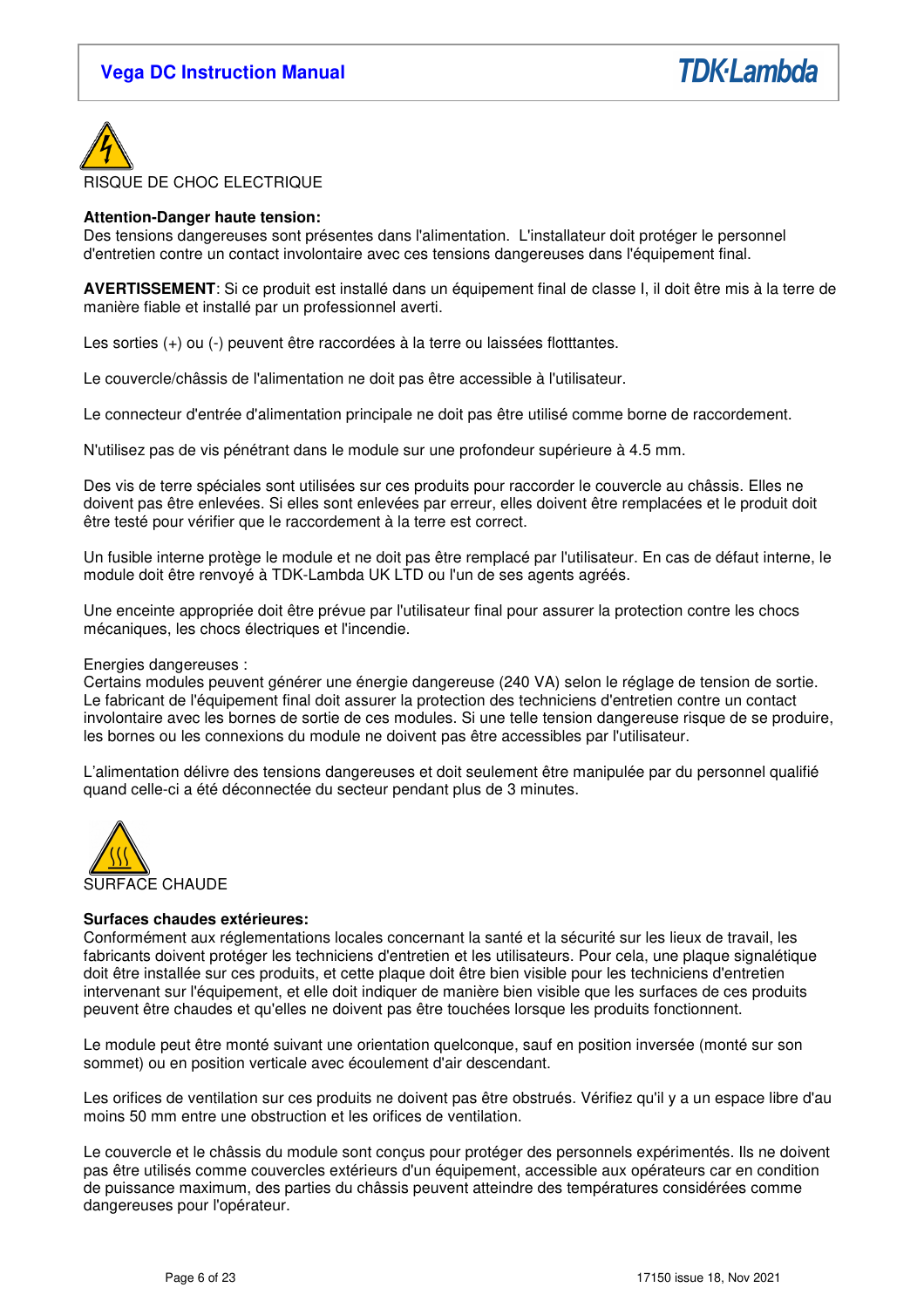RISQUE DE CHOC ELECTRIQUE

**Attention-Danger haute tension:**
Des tensions dangereuses sont présentes dans l'alimentation. L'installateur doit protéger le personnel d'entretien contre un contact involontaire avec ces tensions dangereuses dans l'équipement final.

**AVERTISSEMENT**: Si ce produit est installé dans un équipement final de classe I, il doit être mis à la terre de manière fiable et installé par un professionnel averti.

Les sorties (+) ou (-) peuvent être raccordées à la terre ou laissées flotttantes.

Le couvercle/châssis de l'alimentation ne doit pas être accessible à l'utilisateur.

Le connecteur d'entrée d'alimentation principale ne doit pas être utilisé comme borne de raccordement.

N'utilisez pas de vis pénétrant dans le module sur une profondeur supérieure à 4.5 mm.

Des vis de terre spéciales sont utilisées sur ces produits pour raccorder le couvercle au châssis. Elles ne doivent pas être enlevées. Si elles sont enlevées par erreur, elles doivent être remplacées et le produit doit être testé pour vérifier que le raccordement à la terre est correct.

Un fusible interne protège le module et ne doit pas être remplacé par l'utilisateur. En cas de défaut interne, le module doit être renvoyé à TDK-Lambda UK LTD ou l'un de ses agents agréés.

Une enceinte appropriée doit être prévue par l'utilisateur final pour assurer la protection contre les chocs mécaniques, les chocs électriques et l'incendie.

Energies dangereuses :
Certains modules peuvent générer une énergie dangereuse (240 VA) selon le réglage de tension de sortie. Le fabricant de l'équipement final doit assurer la protection des techniciens d'entretien contre un contact involontaire avec les bornes de sortie de ces modules. Si une telle tension dangereuse risque de se produire, les bornes ou les connexions du module ne doivent pas être accessibles par l'utilisateur.

L'alimentation délivre des tensions dangereuses et doit seulement être manipulée par du personnel qualifié quand celle-ci a été déconnectée du secteur pendant plus de 3 minutes.

SURFACE CHAUDE

**Surfaces chaudes extérieures:**
Conformément aux réglementations locales concernant la santé et la sécurité sur les lieux de travail, les fabricants doivent protéger les techniciens d'entretien et les utilisateurs. Pour cela, une plaque signalétique doit être installée sur ces produits, et cette plaque doit être bien visible pour les techniciens d'entretien intervenant sur l'équipement, et elle doit indiquer de manière bien visible que les surfaces de ces produits peuvent être chaudes et qu'elles ne doivent pas être touchées lorsque les produits fonctionnent.

Le module peut être monté suivant une orientation quelconque, sauf en position inversée (monté sur son sommet) ou en position verticale avec écoulement d'air descendant.

Les orifices de ventilation sur ces produits ne doivent pas être obstrués. Vérifiez qu'il y a un espace libre d'au moins 50 mm entre une obstruction et les orifices de ventilation.

Le couvercle et le châssis du module sont conçus pour protéger des personnels expérimentés. Ils ne doivent pas être utilisés comme couvercles extérieurs d'un équipement, accessible aux opérateurs car en condition de puissance maximum, des parties du châssis peuvent atteindre des températures considérées comme dangereuses pour l'opérateur.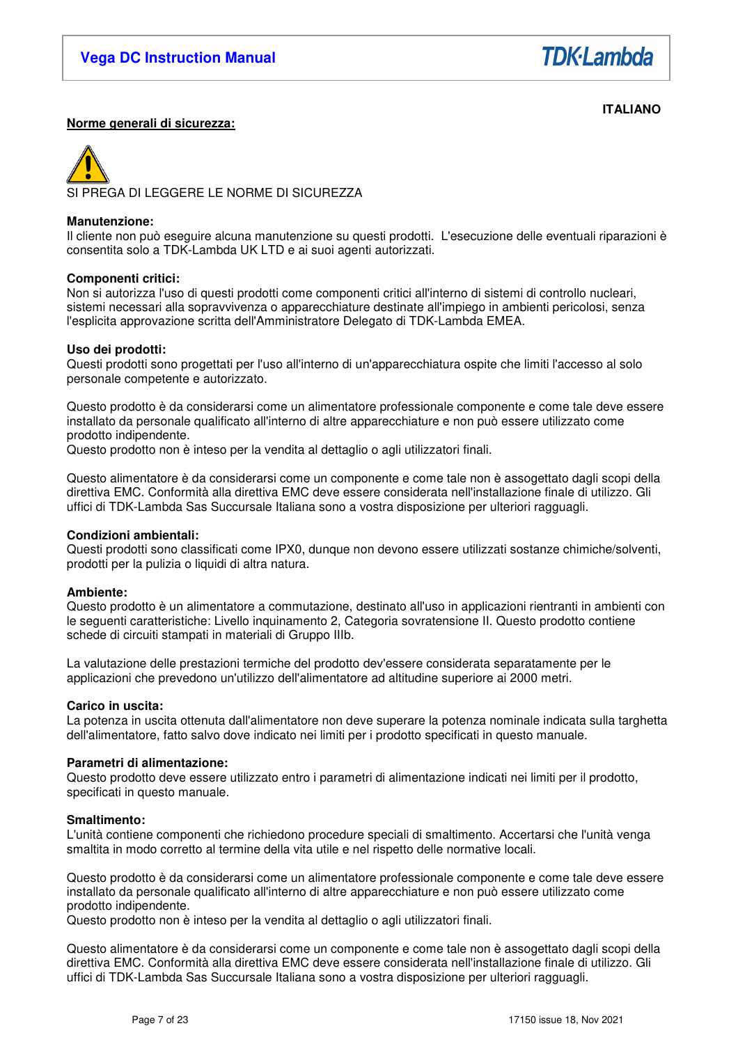ITALIANO

**Norme generali di sicurezza:**

SI PREGA DI LEGGERE LE NORME DI SICUREZZA

**Manutenzione:**
Il cliente non può eseguire alcuna manutenzione su questi prodotti. L'esecuzione delle eventuali riparazioni è consentita solo a TDK-Lambda UK LTD e ai suoi agenti autorizzati.

**Componenti critici:**
Non si autorizza l'uso di questi prodotti come componenti critici all'interno di sistemi di controllo nucleari, sistemi necessari alla sopravvivenza o apparecchiature destinate all'impiego in ambienti pericolosi, senza l'esplicita approvazione scritta dell'Amministratore Delegato di TDK-Lambda EMEA.

**Uso dei prodotti:**
Questi prodotti sono progettati per l'uso all'interno di un'apparecchiatura ospite che limiti l'accesso al solo personale competente e autorizzato.

Questo prodotto è da considerarsi come un alimentatore professionale componente e come tale deve essere installato da personale qualificato all'interno di altre apparecchiature e non può essere utilizzato come prodotto indipendente.
Questo prodotto non è inteso per la vendita al dettaglio o agli utilizzatori finali.

Questo alimentatore è da considerarsi come un componente e come tale non è assoggettato dagli scopi della direttiva EMC. Conformità alla direttiva EMC deve essere considerata nell'installazione finale di utilizzo. Gli uffici di TDK-Lambda Sas Succursale Italiana sono a vostra disposizione per ulteriori ragguagli.

**Condizioni ambientali:**
Questi prodotti sono classificati come IPX0, dunque non devono essere utilizzati sostanze chimiche/solventi, prodotti per la pulizia o liquidi di altra natura.

**Ambiente:**
Questo prodotto è un alimentatore a commutazione, destinato all'uso in applicazioni rientranti in ambienti con le seguenti caratteristiche: Livello inquinamento 2, Categoria sovratensione II. Questo prodotto contiene schede di circuiti stampati in materiali di Gruppo IIIb.

La valutazione delle prestazioni termiche del prodotto dev'essere considerata separatamente per le applicazioni che prevedono un'utilizzo dell'alimentatore ad altitudine superiore ai 2000 metri.

**Carico in uscita:**
La potenza in uscita ottenuta dall'alimentatore non deve superare la potenza nominale indicata sulla targhetta dell'alimentatore, fatto salvo dove indicato nei limiti per i prodotto specificati in questo manuale.

**Parametri di alimentazione:**
Questo prodotto deve essere utilizzato entro i parametri di alimentazione indicati nei limiti per il prodotto, specificati in questo manuale.

**Smaltimento:**
L'unità contiene componenti che richiedono procedure speciali di smaltimento. Accertarsi che l'unità venga smaltita in modo corretto al termine della vita utile e nel rispetto delle normative locali.

Questo prodotto è da considerarsi come un alimentatore professionale componente e come tale deve essere installato da personale qualificato all'interno di altre apparecchiature e non può essere utilizzato come prodotto indipendente.
Questo prodotto non è inteso per la vendita al dettaglio o agli utilizzatori finali.

Questo alimentatore è da considerarsi come un componente e come tale non è assoggettato dagli scopi della direttiva EMC. Conformità alla direttiva EMC deve essere considerata nell'installazione finale di utilizzo. Gli uffici di TDK-Lambda Sas Succursale Italiana sono a vostra disposizione per ulteriori ragguagli.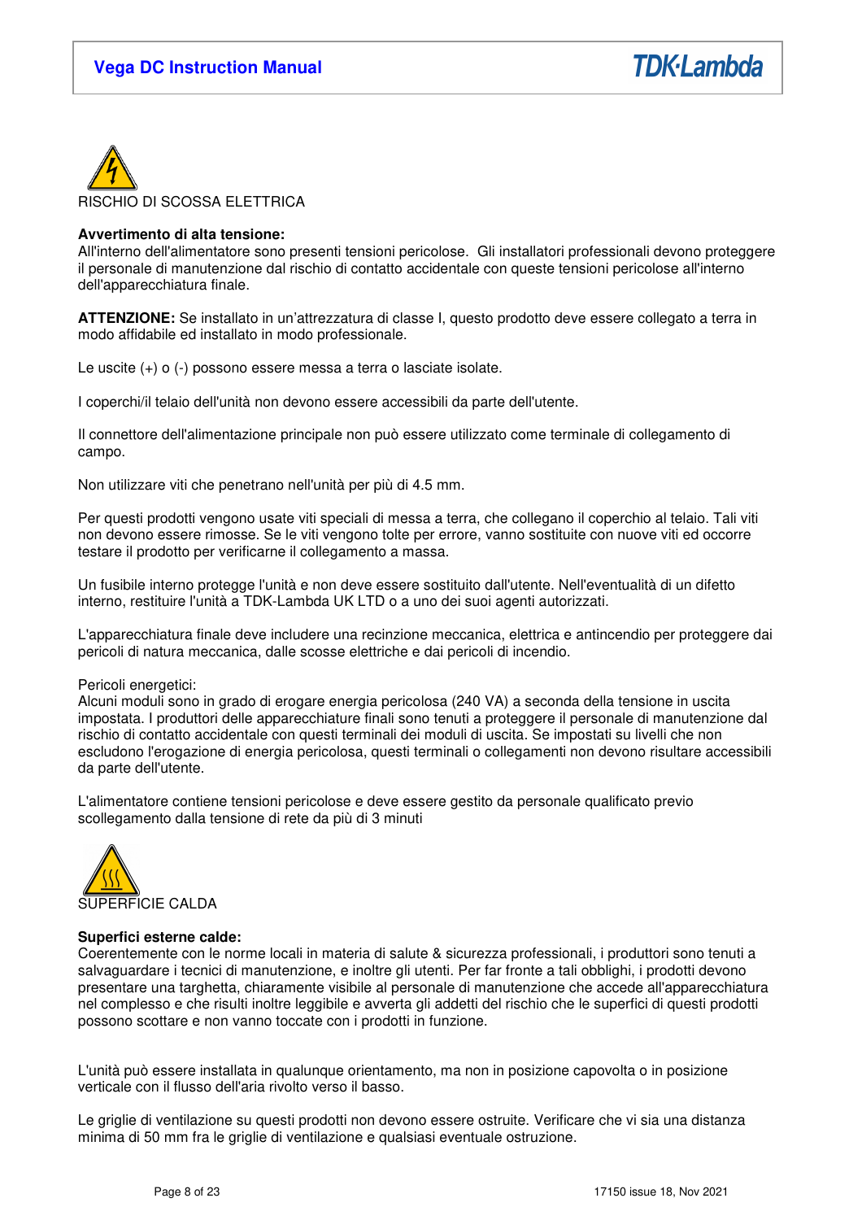RISCHIO DI SCOSSA ELETTRICA

**Avvertimento di alta tensione:**
All'interno dell'alimentatore sono presenti tensioni pericolose. Gli installatori professionali devono proteggere il personale di manutenzione dal rischio di contatto accidentale con queste tensioni pericolose all'interno dell'apparecchiatura finale.

**ATTENZIONE:** Se installato in un'attrezzatura di classe I, questo prodotto deve essere collegato a terra in modo affidabile ed installato in modo professionale.

Le uscite (+) o (-) possono essere messa a terra o lasciate isolate.

I coperchi/il telaio dell'unità non devono essere accessibili da parte dell'utente.

Il connettore dell'alimentazione principale non può essere utilizzato come terminale di collegamento di campo.

Non utilizzare viti che penetrano nell'unità per più di 4.5 mm.

Per questi prodotti vengono usate viti speciali di messa a terra, che collegano il coperchio al telaio. Tali viti non devono essere rimosse. Se le viti vengono tolte per errore, vanno sostituite con nuove viti ed occorre testare il prodotto per verificarne il collegamento a massa.

Un fusibile interno protegge l'unità e non deve essere sostituito dall'utente. Nell'eventualità di un difetto interno, restituire l'unità a TDK-Lambda UK LTD o a uno dei suoi agenti autorizzati.

L'apparecchiatura finale deve includere una recinzione meccanica, elettrica e antincendio per proteggere dai pericoli di natura meccanica, dalle scosse elettriche e dai pericoli di incendio.

Pericoli energetici:
Alcuni moduli sono in grado di erogare energia pericolosa (240 VA) a seconda della tensione in uscita impostata. I produttori delle apparecchiature finali sono tenuti a proteggere il personale di manutenzione dal rischio di contatto accidentale con questi terminali dei moduli di uscita. Se impostati su livelli che non escludono l'erogazione di energia pericolosa, questi terminali o collegamenti non devono risultare accessibili da parte dell'utente.

L'alimentatore contiene tensioni pericolose e deve essere gestito da personale qualificato previo scollegamento dalla tensione di rete da più di 3 minuti

SUPERFICIE CALDA

**Superfici esterne calde:**
Coerentemente con le norme locali in materia di salute & sicurezza professionali, i produttori sono tenuti a salvaguardare i tecnici di manutenzione, e inoltre gli utenti. Per far fronte a tali obblighi, i prodotti devono presentare una targhetta, chiaramente visibile al personale di manutenzione che accede all'apparecchiatura nel complesso e che risulti inoltre leggibile e avverta gli addetti del rischio che le superfici di questi prodotti possono scottare e non vanno toccate con i prodotti in funzione.

L'unità può essere installata in qualunque orientamento, ma non in posizione capovolta o in posizione verticale con il flusso dell'aria rivolto verso il basso.

Le griglie di ventilazione su questi prodotti non devono essere ostruite. Verificare che vi sia una distanza minima di 50 mm fra le griglie di ventilazione e qualsiasi eventuale ostruzione.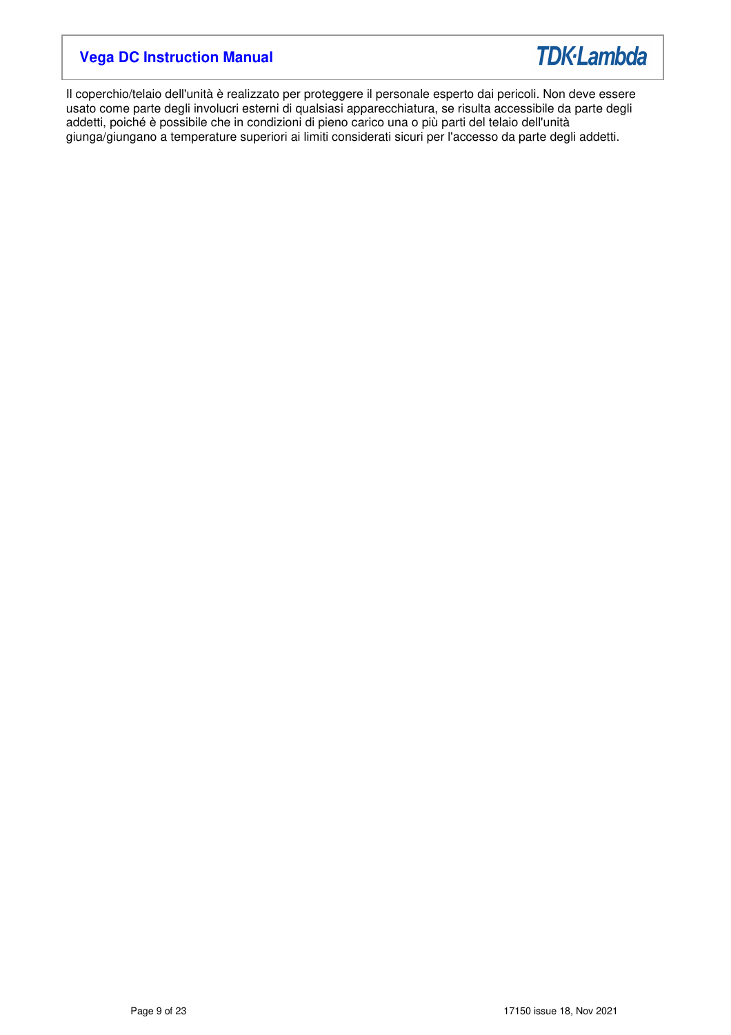Il coperchio/telaio dell'unità è realizzato per proteggere il personale esperto dai pericoli. Non deve essere usato come parte degli involucri esterni di qualsiasi apparecchiatura, se risulta accessibile da parte degli addetti, poiché è possibile che in condizioni di pieno carico una o più parti del telaio dell'unità giunga/giungano a temperature superiori ai limiti considerati sicuri per l'accesso da parte degli addetti.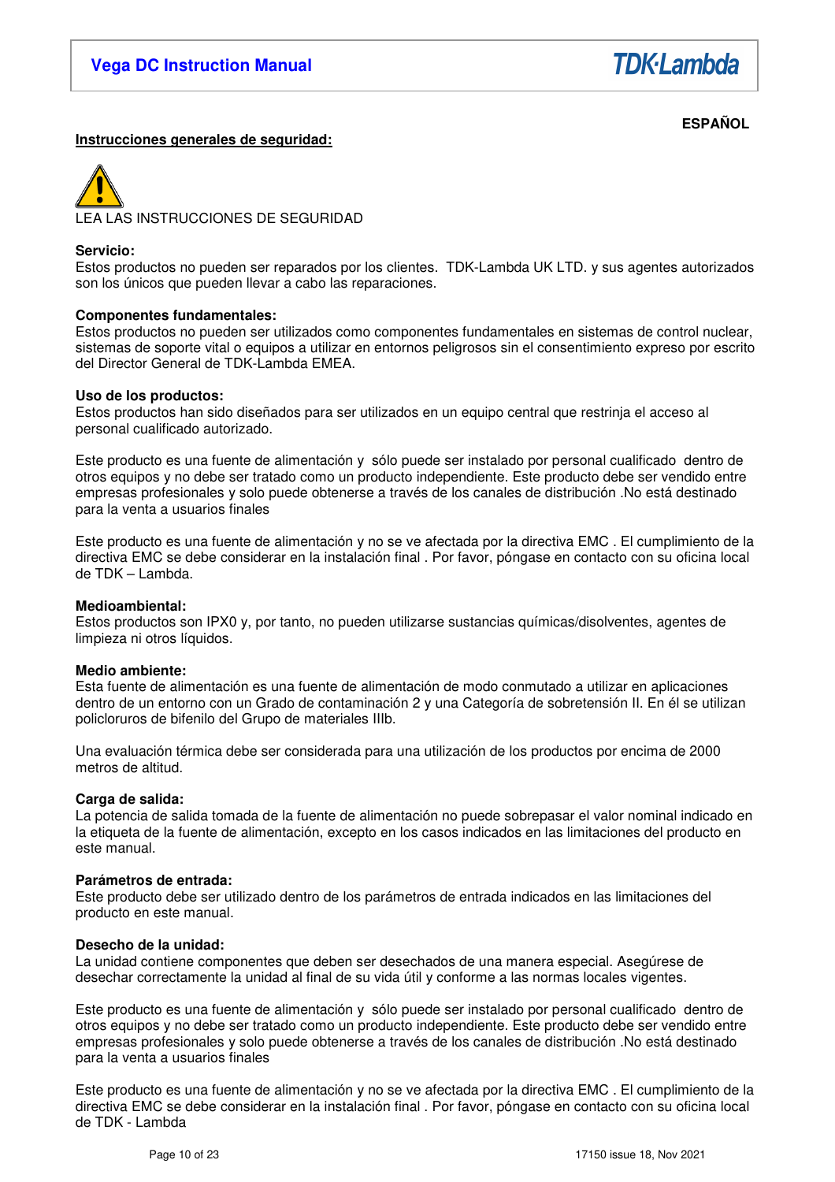**ESPAÑOL**

**Instrucciones generales de seguridad:**

LEA LAS INSTRUCCIONES DE SEGURIDAD

**Servicio:**
Estos productos no pueden ser reparados por los clientes. TDK-Lambda UK LTD. y sus agentes autorizados son los únicos que pueden llevar a cabo las reparaciones.

**Componentes fundamentales:**
Estos productos no pueden ser utilizados como componentes fundamentales en sistemas de control nuclear, sistemas de soporte vital o equipos a utilizar en entornos peligrosos sin el consentimiento expreso por escrito del Director General de TDK-Lambda EMEA.

**Uso de los productos:**
Estos productos han sido diseñados para ser utilizados en un equipo central que restrinja el acceso al personal cualificado autorizado.

Este producto es una fuente de alimentación y sólo puede ser instalado por personal cualificado dentro de otros equipos y no debe ser tratado como un producto independiente. Este producto debe ser vendido entre empresas profesionales y solo puede obtenerse a través de los canales de distribución .No está destinado para la venta a usuarios finales

Este producto es una fuente de alimentación y no se ve afectada por la directiva EMC . El cumplimiento de la directiva EMC se debe considerar en la instalación final . Por favor, póngase en contacto con su oficina local de TDK – Lambda.

**Medioambiental:**
Estos productos son IPX0 y, por tanto, no pueden utilizarse sustancias químicas/disolventes, agentes de limpieza ni otros líquidos.

**Medio ambiente:**
Esta fuente de alimentación es una fuente de alimentación de modo conmutado a utilizar en aplicaciones dentro de un entorno con un Grado de contaminación 2 y una Categoría de sobretensión II. En él se utilizan policloruros de bifenilo del Grupo de materiales IIIb.

Una evaluación térmica debe ser considerada para una utilización de los productos por encima de 2000 metros de altitud.

**Carga de salida:**
La potencia de salida tomada de la fuente de alimentación no puede sobrepasar el valor nominal indicado en la etiqueta de la fuente de alimentación, excepto en los casos indicados en las limitaciones del producto en este manual.

**Parámetros de entrada:**
Este producto debe ser utilizado dentro de los parámetros de entrada indicados en las limitaciones del producto en este manual.

**Desecho de la unidad:**
La unidad contiene componentes que deben ser desechados de una manera especial. Asegúrese de desechar correctamente la unidad al final de su vida útil y conforme a las normas locales vigentes.

Este producto es una fuente de alimentación y sólo puede ser instalado por personal cualificado dentro de otros equipos y no debe ser tratado como un producto independiente. Este producto debe ser vendido entre empresas profesionales y solo puede obtenerse a través de los canales de distribución .No está destinado para la venta a usuarios finales

Este producto es una fuente de alimentación y no se ve afectada por la directiva EMC . El cumplimiento de la directiva EMC se debe considerar en la instalación final . Por favor, póngase en contacto con su oficina local de TDK - Lambda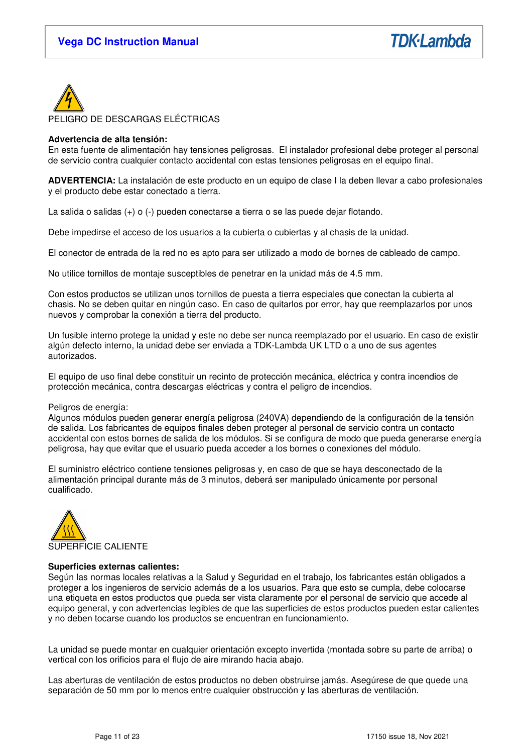PELIGRO DE DESCARGAS ELÉCTRICAS

**Advertencia de alta tensión:**
En esta fuente de alimentación hay tensiones peligrosas. El instalador profesional debe proteger al personal de servicio contra cualquier contacto accidental con estas tensiones peligrosas en el equipo final.

**ADVERTENCIA:** La instalación de este producto en un equipo de clase I la deben llevar a cabo profesionales y el producto debe estar conectado a tierra.

La salida o salidas (+) o (-) pueden conectarse a tierra o se las puede dejar flotando.

Debe impedirse el acceso de los usuarios a la cubierta o cubiertas y al chasis de la unidad.

El conector de entrada de la red no es apto para ser utilizado a modo de bornes de cableado de campo.

No utilice tornillos de montaje susceptibles de penetrar en la unidad más de 4.5 mm.

Con estos productos se utilizan unos tornillos de puesta a tierra especiales que conectan la cubierta al chasis. No se deben quitar en ningún caso. En caso de quitarlos por error, hay que reemplazarlos por unos nuevos y comprobar la conexión a tierra del producto.

Un fusible interno protege la unidad y este no debe ser nunca reemplazado por el usuario. En caso de existir algún defecto interno, la unidad debe ser enviada a TDK-Lambda UK LTD o a uno de sus agentes autorizados.

El equipo de uso final debe constituir un recinto de protección mecánica, eléctrica y contra incendios de protección mecánica, contra descargas eléctricas y contra el peligro de incendios.

Peligros de energía:
Algunos módulos pueden generar energía peligrosa (240VA) dependiendo de la configuración de la tensión de salida. Los fabricantes de equipos finales deben proteger al personal de servicio contra un contacto accidental con estos bornes de salida de los módulos. Si se configura de modo que pueda generarse energía peligrosa, hay que evitar que el usuario pueda acceder a los bornes o conexiones del módulo.

El suministro eléctrico contiene tensiones peligrosas y, en caso de que se haya desconectado de la alimentación principal durante más de 3 minutos, deberá ser manipulado únicamente por personal cualificado.

SUPERFICIE CALIENTE

**Superficies externas calientes:**
Según las normas locales relativas a la Salud y Seguridad en el trabajo, los fabricantes están obligados a proteger a los ingenieros de servicio además de a los usuarios. Para que esto se cumpla, debe colocarse una etiqueta en estos productos que pueda ser vista claramente por el personal de servicio que accede al equipo general, y con advertencias legibles de que las superficies de estos productos pueden estar calientes y no deben tocarse cuando los productos se encuentran en funcionamiento.

La unidad se puede montar en cualquier orientación excepto invertida (montada sobre su parte de arriba) o vertical con los orificios para el flujo de aire mirando hacia abajo.

Las aberturas de ventilación de estos productos no deben obstruirse jamás. Asegúrese de que quede una separación de 50 mm por lo menos entre cualquier obstrucción y las aberturas de ventilación.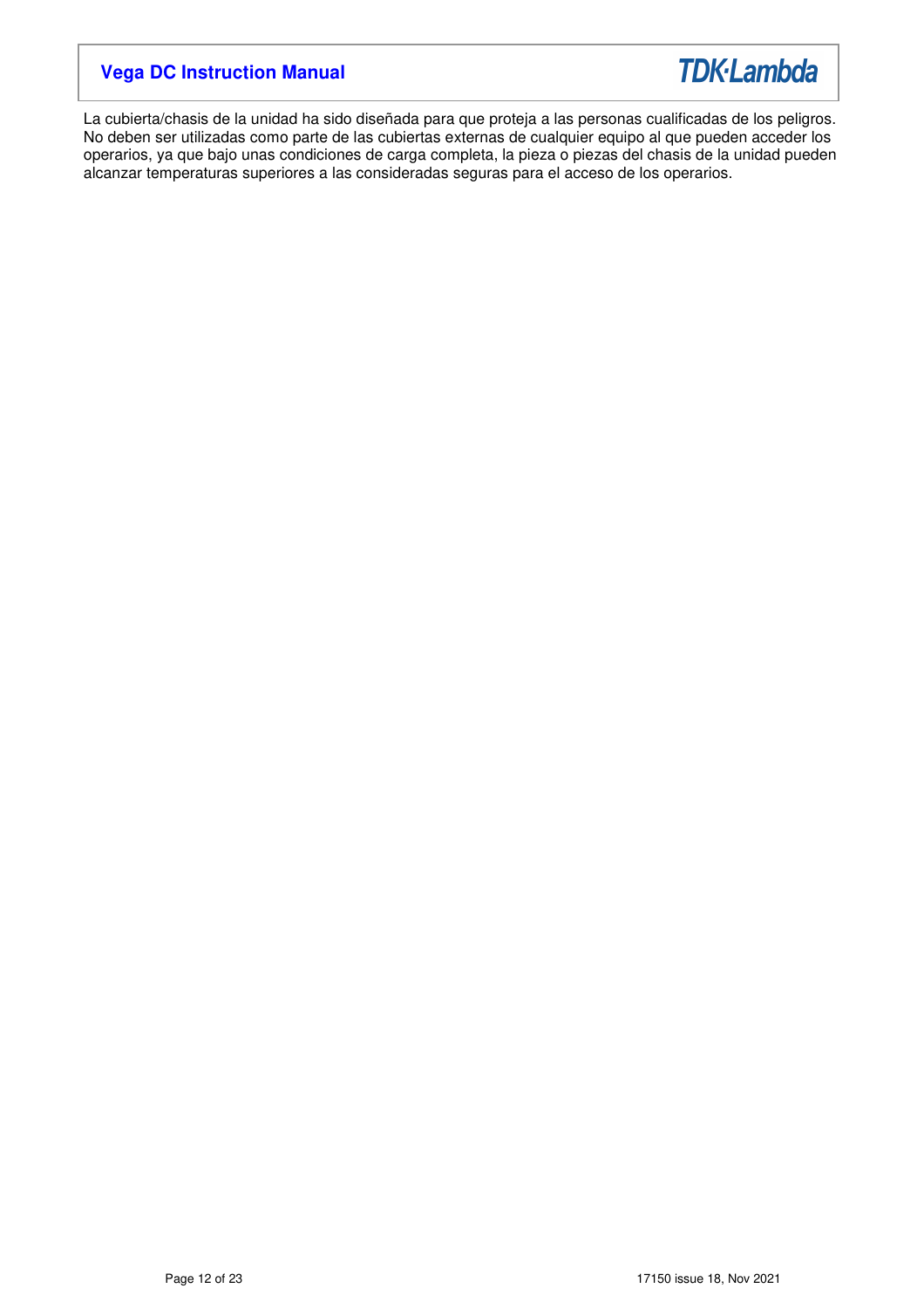La cubierta/chasis de la unidad ha sido diseñada para que proteja a las personas cualificadas de los peligros. No deben ser utilizadas como parte de las cubiertas externas de cualquier equipo al que pueden acceder los operarios, ya que bajo unas condiciones de carga completa, la pieza o piezas del chasis de la unidad pueden alcanzar temperaturas superiores a las consideradas seguras para el acceso de los operarios.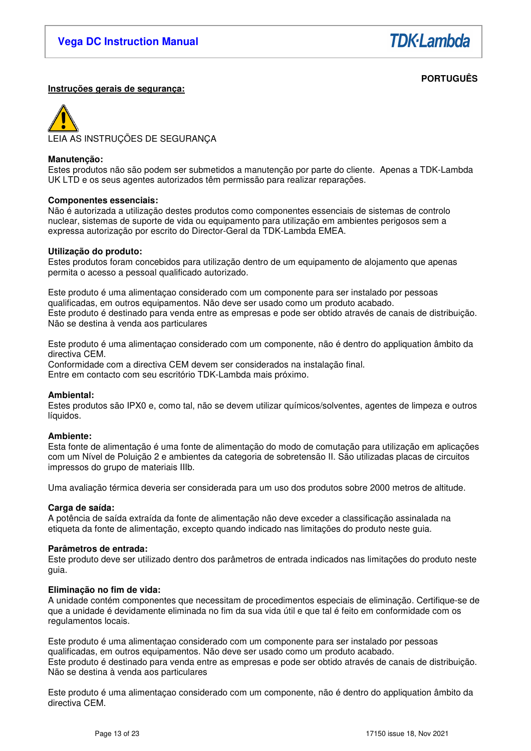PORTUGUÊS

**Instruções gerais de segurança:**

LEIA AS INSTRUÇÕES DE SEGURANÇA

**Manutenção:**
Estes produtos não são podem ser submetidos a manutenção por parte do cliente. Apenas a TDK-Lambda UK LTD e os seus agentes autorizados têm permissão para realizar reparações.

**Componentes essenciais:**
Não é autorizada a utilização destes produtos como componentes essenciais de sistemas de controlo nuclear, sistemas de suporte de vida ou equipamento para utilização em ambientes perigosos sem a expressa autorização por escrito do Director-Geral da TDK-Lambda EMEA.

**Utilização do produto:**
Estes produtos foram concebidos para utilização dentro de um equipamento de alojamento que apenas permita o acesso a pessoal qualificado autorizado.

Este produto é uma alimentaçao considerado com um componente para ser instalado por pessoas qualificadas, em outros equipamentos. Não deve ser usado como um produto acabado.
Este produto é destinado para venda entre as empresas e pode ser obtido através de canais de distribuição. Não se destina à venda aos particulares

Este produto é uma alimentaçao considerado com um componente, não é dentro do appliquation âmbito da directiva CEM.
Conformidade com a directiva CEM devem ser considerados na instalação final.
Entre em contacto com seu escritório TDK-Lambda mais próximo.

**Ambiental:**
Estes produtos são IPX0 e, como tal, não se devem utilizar químicos/solventes, agentes de limpeza e outros líquidos.

**Ambiente:**
Esta fonte de alimentação é uma fonte de alimentação do modo de comutação para utilização em aplicações com um Nível de Poluição 2 e ambientes da categoria de sobretensão II. São utilizadas placas de circuitos impressos do grupo de materiais IIIb.

Uma avaliação térmica deveria ser considerada para um uso dos produtos sobre 2000 metros de altitude.

**Carga de saída:**
A potência de saída extraída da fonte de alimentação não deve exceder a classificação assinalada na etiqueta da fonte de alimentação, excepto quando indicado nas limitações do produto neste guia.

**Parâmetros de entrada:**
Este produto deve ser utilizado dentro dos parâmetros de entrada indicados nas limitações do produto neste guia.

**Eliminação no fim de vida:**
A unidade contém componentes que necessitam de procedimentos especiais de eliminação. Certifique-se de que a unidade é devidamente eliminada no fim da sua vida útil e que tal é feito em conformidade com os regulamentos locais.

Este produto é uma alimentaçao considerado com um componente para ser instalado por pessoas qualificadas, em outros equipamentos. Não deve ser usado como um produto acabado.
Este produto é destinado para venda entre as empresas e pode ser obtido através de canais de distribuição. Não se destina à venda aos particulares

Este produto é uma alimentaçao considerado com um componente, não é dentro do appliquation âmbito da directiva CEM.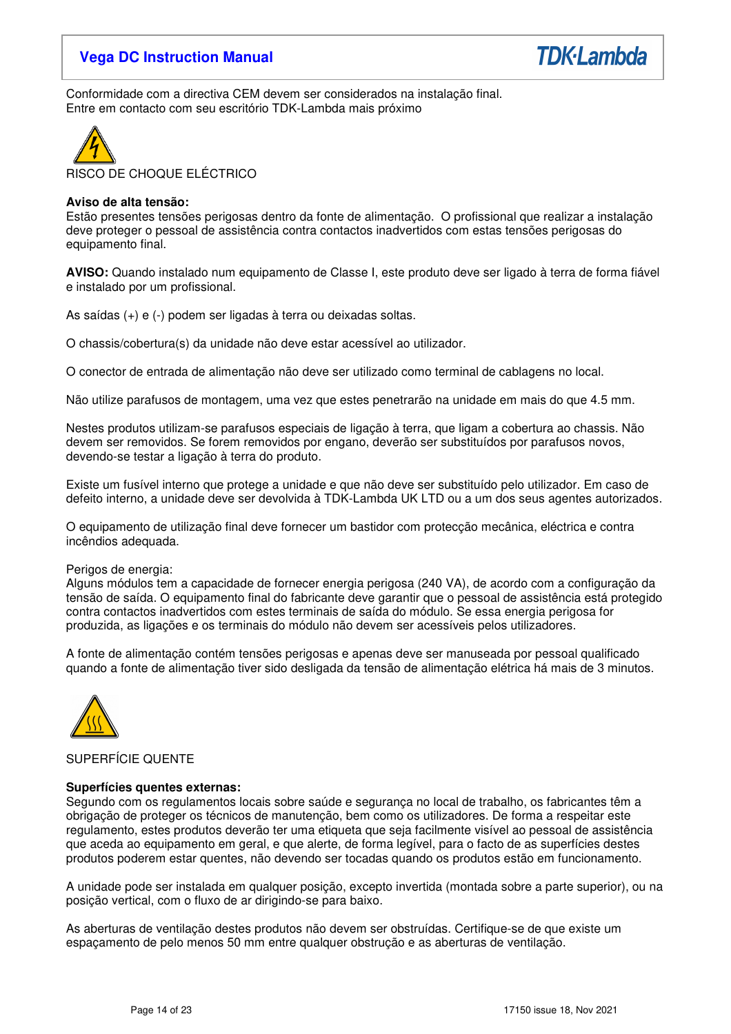Conformidade com a directiva CEM devem ser considerados na instalação final.
Entre em contacto com seu escritório TDK-Lambda mais próximo

RISCO DE CHOQUE ELÉCTRICO

**Aviso de alta tensão:**
Estão presentes tensões perigosas dentro da fonte de alimentação. O profissional que realizar a instalação deve proteger o pessoal de assistência contra contactos inadvertidos com estas tensões perigosas do equipamento final.

**AVISO:** Quando instalado num equipamento de Classe I, este produto deve ser ligado à terra de forma fiável e instalado por um profissional.

As saídas (+) e (-) podem ser ligadas à terra ou deixadas soltas.

O chassis/cobertura(s) da unidade não deve estar acessível ao utilizador.

O conector de entrada de alimentação não deve ser utilizado como terminal de cablagens no local.

Não utilize parafusos de montagem, uma vez que estes penetrarão na unidade em mais do que 4.5 mm.

Nestes produtos utilizam-se parafusos especiais de ligação à terra, que ligam a cobertura ao chassis. Não devem ser removidos. Se forem removidos por engano, deverão ser substituídos por parafusos novos, devendo-se testar a ligação à terra do produto.

Existe um fusível interno que protege a unidade e que não deve ser substituído pelo utilizador. Em caso de defeito interno, a unidade deve ser devolvida à TDK-Lambda UK LTD ou a um dos seus agentes autorizados.

O equipamento de utilização final deve fornecer um bastidor com protecção mecânica, eléctrica e contra incêndios adequada.

Perigos de energia:
Alguns módulos tem a capacidade de fornecer energia perigosa (240 VA), de acordo com a configuração da tensão de saída. O equipamento final do fabricante deve garantir que o pessoal de assistência está protegido contra contactos inadvertidos com estes terminais de saída do módulo. Se essa energia perigosa for produzida, as ligações e os terminais do módulo não devem ser acessíveis pelos utilizadores.

A fonte de alimentação contém tensões perigosas e apenas deve ser manuseada por pessoal qualificado quando a fonte de alimentação tiver sido desligada da tensão de alimentação elétrica há mais de 3 minutos.

SUPERFÍCIE QUENTE

**Superfícies quentes externas:**
Segundo com os regulamentos locais sobre saúde e segurança no local de trabalho, os fabricantes têm a obrigação de proteger os técnicos de manutenção, bem como os utilizadores. De forma a respeitar este regulamento, estes produtos deverão ter uma etiqueta que seja facilmente visível ao pessoal de assistência que aceda ao equipamento em geral, e que alerte, de forma legível, para o facto de as superfícies destes produtos poderem estar quentes, não devendo ser tocadas quando os produtos estão em funcionamento.

A unidade pode ser instalada em qualquer posição, excepto invertida (montada sobre a parte superior), ou na posição vertical, com o fluxo de ar dirigindo-se para baixo.

As aberturas de ventilação destes produtos não devem ser obstruídas. Certifique-se de que existe um espaçamento de pelo menos 50 mm entre qualquer obstrução e as aberturas de ventilação.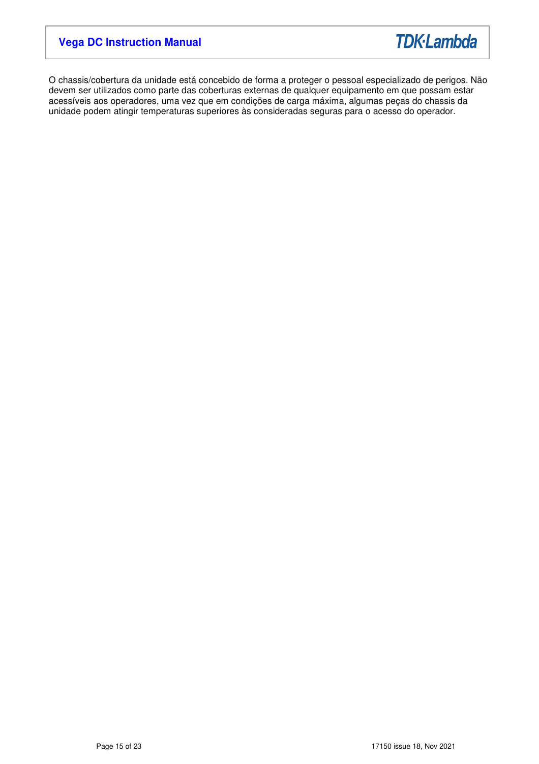O chassis/cobertura da unidade está concebido de forma a proteger o pessoal especializado de perigos. Não devem ser utilizados como parte das coberturas externas de qualquer equipamento em que possam estar acessíveis aos operadores, uma vez que em condições de carga máxima, algumas peças do chassis da unidade podem atingir temperaturas superiores às consideradas seguras para o acesso do operador.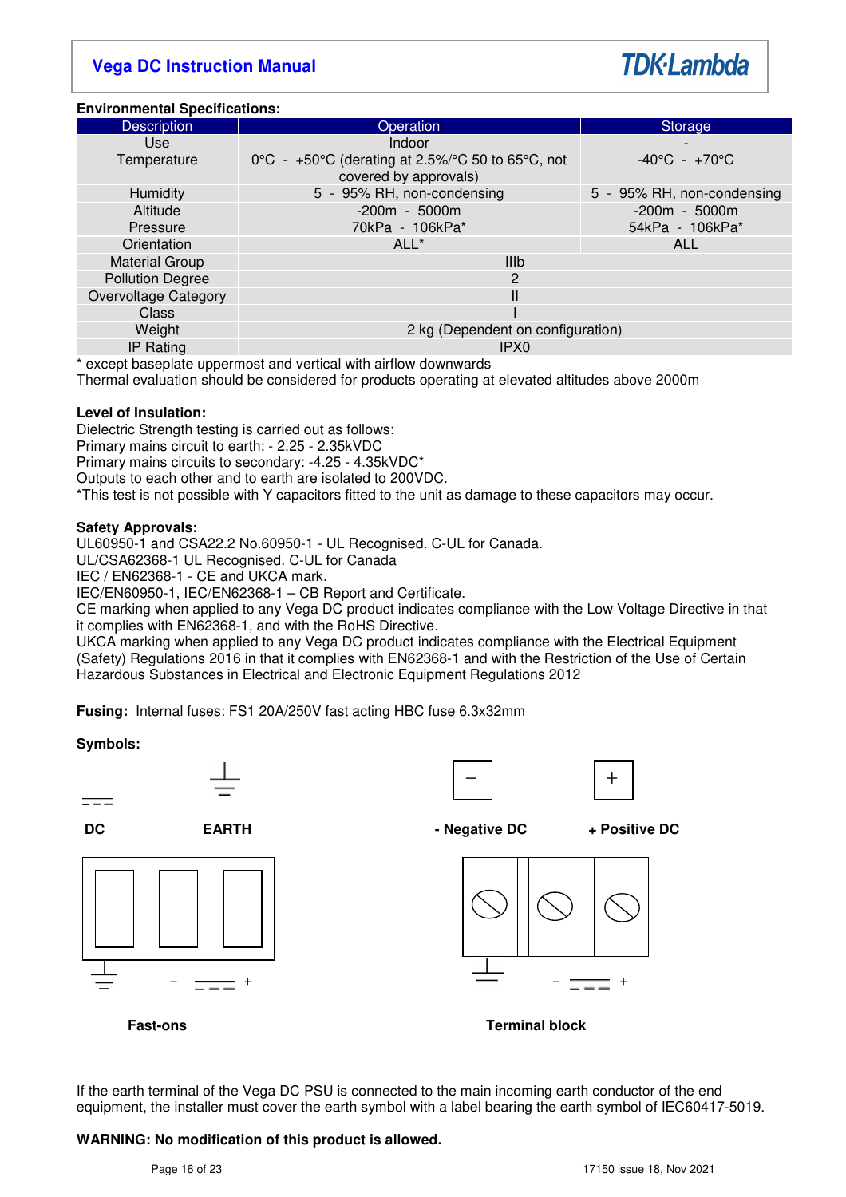**Environmental Specifications:**

| Description | Operation | Storage |
|---|---|---|
| Use | Indoor | - |
| Temperature | 0°C - +50°C (derating at 2.5%/°C 50 to 65°C, not covered by approvals) | -40°C - +70°C |
| Humidity | 5 - 95% RH, non-condensing | 5 - 95% RH, non-condensing |
| Altitude | -200m - 5000m | -200m - 5000m |
| Pressure | 70kPa - 106kPa* | 54kPa - 106kPa* |
| Orientation | ALL* | ALL |
| Material Group | IIIb | |
| Pollution Degree | 2 | |
| Overvoltage Category | II | |
| Class | I | |
| Weight | 2 kg (Dependent on configuration) | |
| IP Rating | IPX0 | |

* except baseplate uppermost and vertical with airflow downwards
Thermal evaluation should be considered for products operating at elevated altitudes above 2000m

**Level of Insulation:**
Dielectric Strength testing is carried out as follows:
Primary mains circuit to earth: - 2.25 - 2.35kVDC
Primary mains circuits to secondary: -4.25 - 4.35kVDC*
Outputs to each other and to earth are isolated to 200VDC.
*This test is not possible with Y capacitors fitted to the unit as damage to these capacitors may occur.

**Safety Approvals:**
UL60950-1 and CSA22.2 No.60950-1 - UL Recognised. C-UL for Canada.
UL/CSA62368-1 UL Recognised. C-UL for Canada
IEC / EN62368-1 - CE and UKCA mark.
IEC/EN60950-1, IEC/EN62368-1 – CB Report and Certificate.
CE marking when applied to any Vega DC product indicates compliance with the Low Voltage Directive in that it complies with EN62368-1, and with the RoHS Directive.
UKCA marking when applied to any Vega DC product indicates compliance with the Electrical Equipment (Safety) Regulations 2016 in that it complies with EN62368-1 and with the Restriction of the Use of Certain Hazardous Substances in Electrical and Electronic Equipment Regulations 2012

**Fusing:** Internal fuses: FS1 20A/250V fast acting HBC fuse 6.3x32mm

**Symbols:**

**DC** **EARTH** **- Negative DC** **+ Positive DC**

**Fast-ons** **Terminal block**

If the earth terminal of the Vega DC PSU is connected to the main incoming earth conductor of the end equipment, the installer must cover the earth symbol with a label bearing the earth symbol of IEC60417-5019.

**WARNING: No modification of this product is allowed.**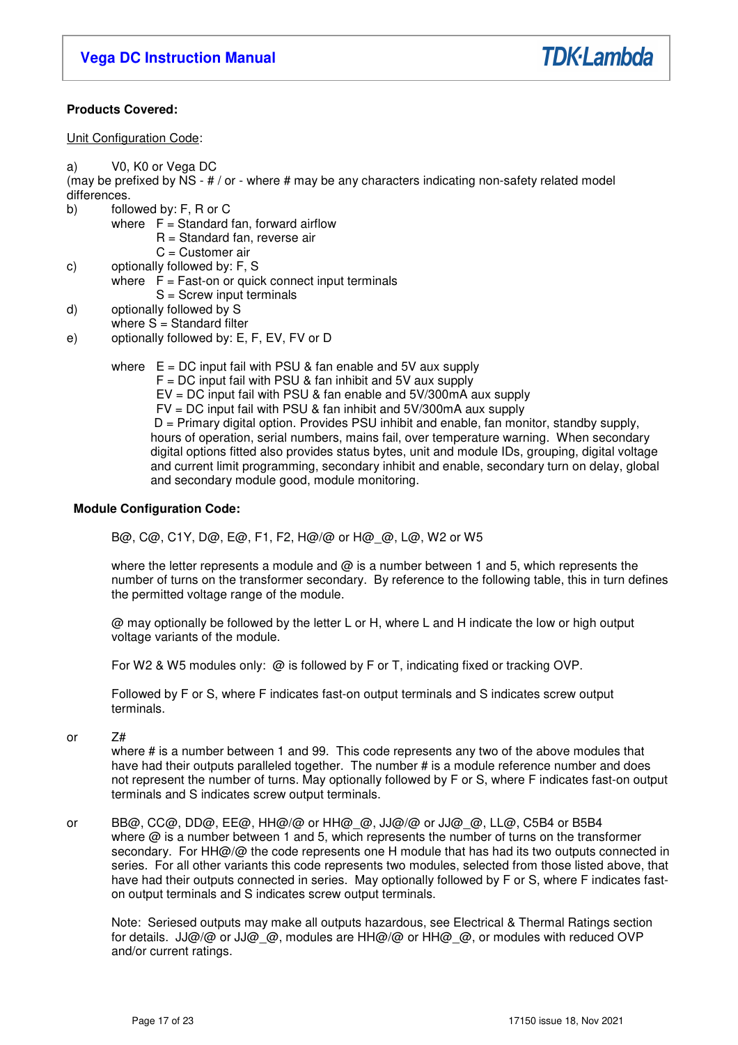**Products Covered:**

Unit Configuration Code:

a) V0, K0 or Vega DC
(may be prefixed by NS - # / or - where # may be any characters indicating non-safety related model differences.

b) followed by: F, R or C
where F = Standard fan, forward airflow
R = Standard fan, reverse air
C = Customer air

c) optionally followed by: F, S
where F = Fast-on or quick connect input terminals
S = Screw input terminals

d) optionally followed by S
where S = Standard filter

e) optionally followed by: E, F, EV, FV or D

where E = DC input fail with PSU & fan enable and 5V aux supply
F = DC input fail with PSU & fan inhibit and 5V aux supply
EV = DC input fail with PSU & fan enable and 5V/300mA aux supply
FV = DC input fail with PSU & fan inhibit and 5V/300mA aux supply
D = Primary digital option. Provides PSU inhibit and enable, fan monitor, standby supply, hours of operation, serial numbers, mains fail, over temperature warning. When secondary digital options fitted also provides status bytes, unit and module IDs, grouping, digital voltage and current limit programming, secondary inhibit and enable, secondary turn on delay, global and secondary module good, module monitoring.

**Module Configuration Code:**

B@, C@, C1Y, D@, E@, F1, F2, H@/@ or H@_@, L@, W2 or W5

where the letter represents a module and @ is a number between 1 and 5, which represents the number of turns on the transformer secondary. By reference to the following table, this in turn defines the permitted voltage range of the module.

@ may optionally be followed by the letter L or H, where L and H indicate the low or high output voltage variants of the module.

For W2 & W5 modules only: @ is followed by F or T, indicating fixed or tracking OVP.

Followed by F or S, where F indicates fast-on output terminals and S indicates screw output terminals.

or Z#
where # is a number between 1 and 99. This code represents any two of the above modules that have had their outputs paralleled together. The number # is a module reference number and does not represent the number of turns. May optionally followed by F or S, where F indicates fast-on output terminals and S indicates screw output terminals.

or BB@, CC@, DD@, EE@, HH@/@ or HH@_@, JJ@/@ or JJ@_@, LL@, C5B4 or B5B4
where @ is a number between 1 and 5, which represents the number of turns on the transformer secondary. For HH@/@ the code represents one H module that has had its two outputs connected in series. For all other variants this code represents two modules, selected from those listed above, that have had their outputs connected in series. May optionally followed by F or S, where F indicates fast-on output terminals and S indicates screw output terminals.

Note: Seriesed outputs may make all outputs hazardous, see Electrical & Thermal Ratings section for details. JJ@/@ or JJ@_@, modules are HH@/@ or HH@_@, or modules with reduced OVP and/or current ratings.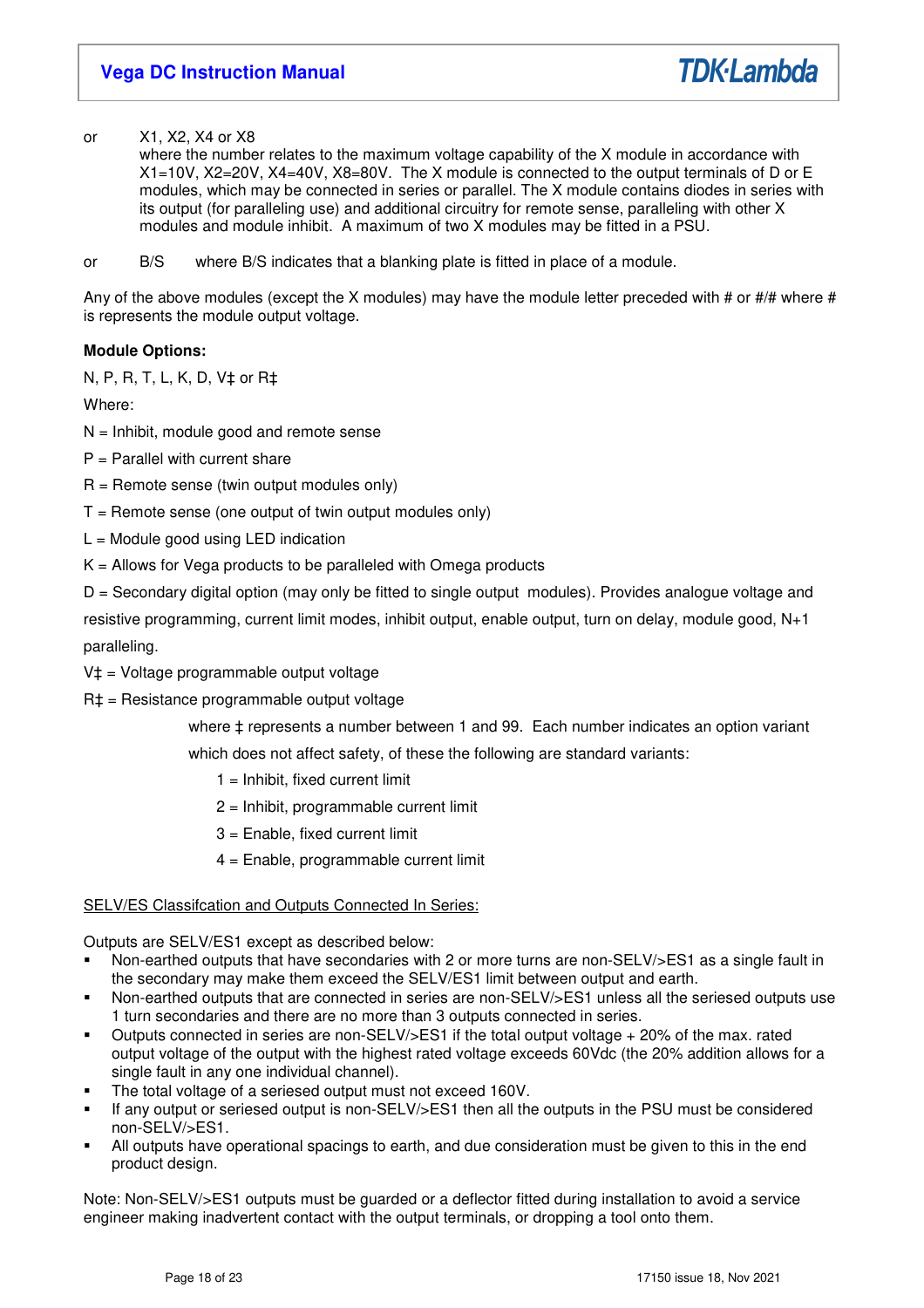or X1, X2, X4 or X8
where the number relates to the maximum voltage capability of the X module in accordance with X1=10V, X2=20V, X4=40V, X8=80V. The X module is connected to the output terminals of D or E modules, which may be connected in series or parallel. The X module contains diodes in series with its output (for paralleling use) and additional circuitry for remote sense, paralleling with other X modules and module inhibit. A maximum of two X modules may be fitted in a PSU.

or B/S where B/S indicates that a blanking plate is fitted in place of a module.

Any of the above modules (except the X modules) may have the module letter preceded with # or #/# where # is represents the module output voltage.

**Module Options:**

N, P, R, T, L, K, D, V‡ or R‡

Where:

N = Inhibit, module good and remote sense

P = Parallel with current share

R = Remote sense (twin output modules only)

T = Remote sense (one output of twin output modules only)

L = Module good using LED indication

K = Allows for Vega products to be paralleled with Omega products

D = Secondary digital option (may only be fitted to single output modules). Provides analogue voltage and resistive programming, current limit modes, inhibit output, enable output, turn on delay, module good, N+1 paralleling.

V‡ = Voltage programmable output voltage

R‡ = Resistance programmable output voltage

where ‡ represents a number between 1 and 99. Each number indicates an option variant which does not affect safety, of these the following are standard variants:

1 = Inhibit, fixed current limit

2 = Inhibit, programmable current limit

3 = Enable, fixed current limit

4 = Enable, programmable current limit

<u>SELV/ES Classifcation and Outputs Connected In Series:</u>

Outputs are SELV/ES1 except as described below:

- Non-earthed outputs that have secondaries with 2 or more turns are non-SELV/>ES1 as a single fault in the secondary may make them exceed the SELV/ES1 limit between output and earth.
- Non-earthed outputs that are connected in series are non-SELV/>ES1 unless all the seriesed outputs use 1 turn secondaries and there are no more than 3 outputs connected in series.
- Outputs connected in series are non-SELV/>ES1 if the total output voltage + 20% of the max. rated output voltage of the output with the highest rated voltage exceeds 60Vdc (the 20% addition allows for a single fault in any one individual channel).
- The total voltage of a seriesed output must not exceed 160V.
- If any output or seriesed output is non-SELV/>ES1 then all the outputs in the PSU must be considered non-SELV/>ES1.
- All outputs have operational spacings to earth, and due consideration must be given to this in the end product design.

Note: Non-SELV/>ES1 outputs must be guarded or a deflector fitted during installation to avoid a service engineer making inadvertent contact with the output terminals, or dropping a tool onto them.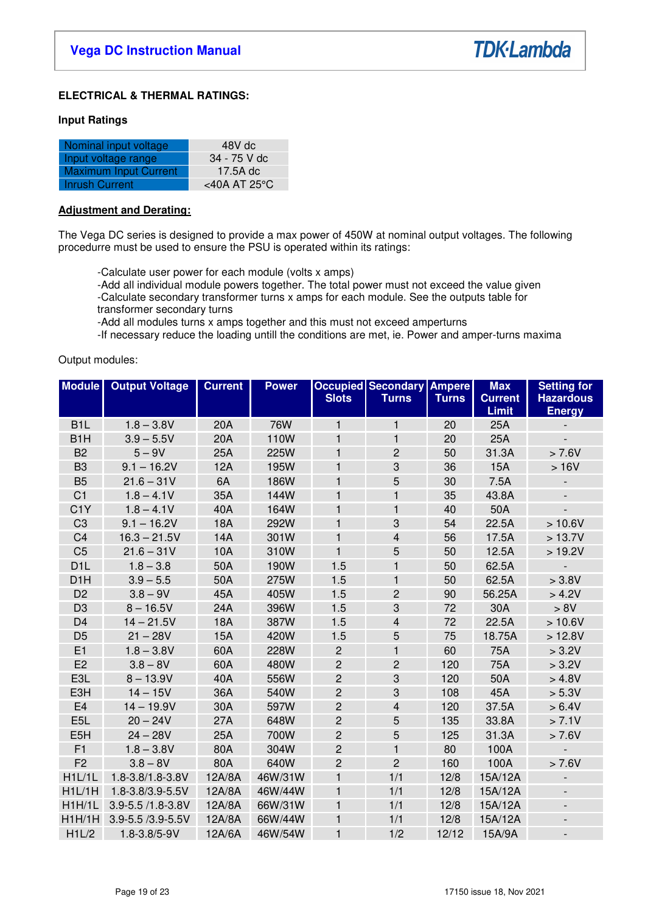## ELECTRICAL & THERMAL RATINGS:

### Input Ratings

| | |
|---|---|
| Nominal input voltage | 48V dc |
| Input voltage range | 34 - 75 V dc |
| Maximum Input Current | 17.5A dc |
| Inrush Current | <40A AT 25°C |

**Adjustment and Derating:**

The Vega DC series is designed to provide a max power of 450W at nominal output voltages. The following procedurre must be used to ensure the PSU is operated within its ratings:

-Calculate user power for each module (volts x amps)
-Add all individual module powers together. The total power must not exceed the value given
-Calculate secondary transformer turns x amps for each module. See the outputs table for transformer secondary turns
-Add all modules turns x amps together and this must not exceed amperturns
-If necessary reduce the loading untill the conditions are met, ie. Power and amper-turns maxima

Output modules:

| Module | Output Voltage | Current | Power | Occupied Slots | Secondary Turns | Ampere Turns | Max Current Limit | Setting for Hazardous Energy |
|---|---|---|---|---|---|---|---|---|
| B1L | 1.8 – 3.8V | 20A | 76W | 1 | 1 | 20 | 25A | - |
| B1H | 3.9 – 5.5V | 20A | 110W | 1 | 1 | 20 | 25A | - |
| B2 | 5 – 9V | 25A | 225W | 1 | 2 | 50 | 31.3A | > 7.6V |
| B3 | 9.1 – 16.2V | 12A | 195W | 1 | 3 | 36 | 15A | > 16V |
| B5 | 21.6 – 31V | 6A | 186W | 1 | 5 | 30 | 7.5A | - |
| C1 | 1.8 – 4.1V | 35A | 144W | 1 | 1 | 35 | 43.8A | - |
| C1Y | 1.8 – 4.1V | 40A | 164W | 1 | 1 | 40 | 50A | - |
| C3 | 9.1 – 16.2V | 18A | 292W | 1 | 3 | 54 | 22.5A | > 10.6V |
| C4 | 16.3 – 21.5V | 14A | 301W | 1 | 4 | 56 | 17.5A | > 13.7V |
| C5 | 21.6 – 31V | 10A | 310W | 1 | 5 | 50 | 12.5A | > 19.2V |
| D1L | 1.8 – 3.8 | 50A | 190W | 1.5 | 1 | 50 | 62.5A | - |
| D1H | 3.9 – 5.5 | 50A | 275W | 1.5 | 1 | 50 | 62.5A | > 3.8V |
| D2 | 3.8 – 9V | 45A | 405W | 1.5 | 2 | 90 | 56.25A | > 4.2V |
| D3 | 8 – 16.5V | 24A | 396W | 1.5 | 3 | 72 | 30A | > 8V |
| D4 | 14 – 21.5V | 18A | 387W | 1.5 | 4 | 72 | 22.5A | > 10.6V |
| D5 | 21 – 28V | 15A | 420W | 1.5 | 5 | 75 | 18.75A | > 12.8V |
| E1 | 1.8 – 3.8V | 60A | 228W | 2 | 1 | 60 | 75A | > 3.2V |
| E2 | 3.8 – 8V | 60A | 480W | 2 | 2 | 120 | 75A | > 3.2V |
| E3L | 8 – 13.9V | 40A | 556W | 2 | 3 | 120 | 50A | > 4.8V |
| E3H | 14 – 15V | 36A | 540W | 2 | 3 | 108 | 45A | > 5.3V |
| E4 | 14 – 19.9V | 30A | 597W | 2 | 4 | 120 | 37.5A | > 6.4V |
| E5L | 20 – 24V | 27A | 648W | 2 | 5 | 135 | 33.8A | > 7.1V |
| E5H | 24 – 28V | 25A | 700W | 2 | 5 | 125 | 31.3A | > 7.6V |
| F1 | 1.8 – 3.8V | 80A | 304W | 2 | 1 | 80 | 100A | - |
| F2 | 3.8 – 8V | 80A | 640W | 2 | 2 | 160 | 100A | > 7.6V |
| H1L/1L | 1.8-3.8/1.8-3.8V | 12A/8A | 46W/31W | 1 | 1/1 | 12/8 | 15A/12A | - |
| H1L/1H | 1.8-3.8/3.9-5.5V | 12A/8A | 46W/44W | 1 | 1/1 | 12/8 | 15A/12A | - |
| H1H/1L | 3.9-5.5 /1.8-3.8V | 12A/8A | 66W/31W | 1 | 1/1 | 12/8 | 15A/12A | - |
| H1H/1H | 3.9-5.5 /3.9-5.5V | 12A/8A | 66W/44W | 1 | 1/1 | 12/8 | 15A/12A | - |
| H1L/2 | 1.8-3.8/5-9V | 12A/6A | 46W/54W | 1 | 1/2 | 12/12 | 15A/9A | - |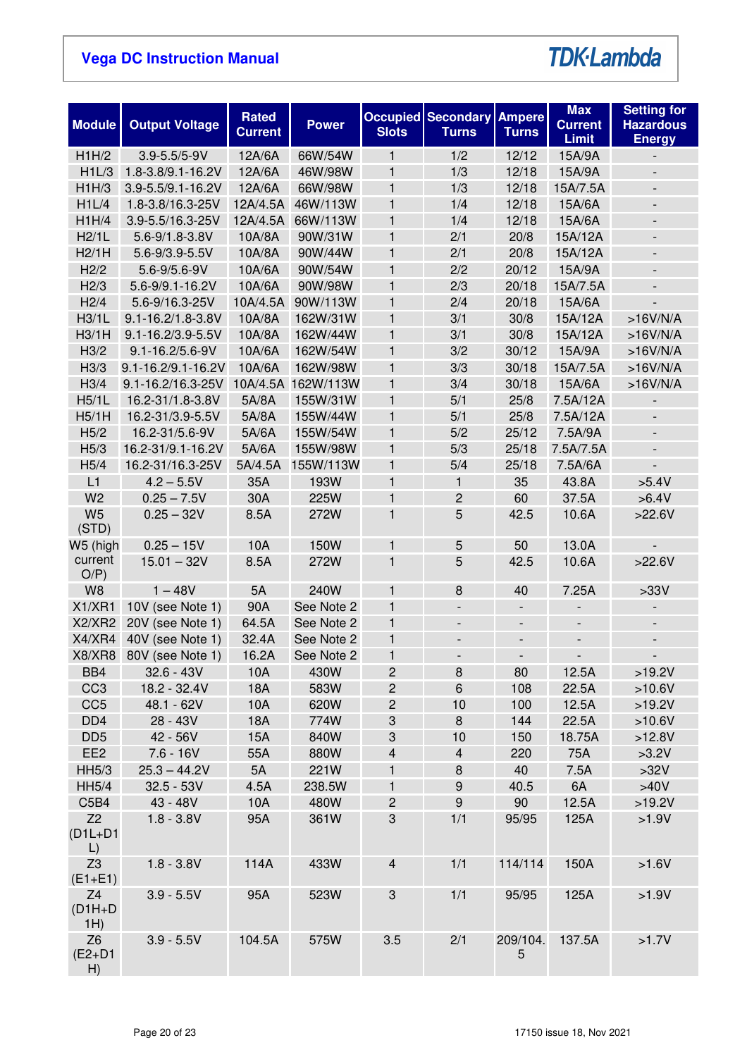| Module | Output Voltage | Rated Current | Power | Occupied Slots | Secondary Turns | Ampere Turns | Max Current Limit | Setting for Hazardous Energy |
|---|---|---|---|---|---|---|---|---|
| H1H/2 | 3.9-5.5/5-9V | 12A/6A | 66W/54W | 1 | 1/2 | 12/12 | 15A/9A | - |
| H1L/3 | 1.8-3.8/9.1-16.2V | 12A/6A | 46W/98W | 1 | 1/3 | 12/18 | 15A/9A | - |
| H1H/3 | 3.9-5.5/9.1-16.2V | 12A/6A | 66W/98W | 1 | 1/3 | 12/18 | 15A/7.5A | - |
| H1L/4 | 1.8-3.8/16.3-25V | 12A/4.5A | 46W/113W | 1 | 1/4 | 12/18 | 15A/6A | - |
| H1H/4 | 3.9-5.5/16.3-25V | 12A/4.5A | 66W/113W | 1 | 1/4 | 12/18 | 15A/6A | - |
| H2/1L | 5.6-9/1.8-3.8V | 10A/8A | 90W/31W | 1 | 2/1 | 20/8 | 15A/12A | - |
| H2/1H | 5.6-9/3.9-5.5V | 10A/8A | 90W/44W | 1 | 2/1 | 20/8 | 15A/12A | - |
| H2/2 | 5.6-9/5.6-9V | 10A/6A | 90W/54W | 1 | 2/2 | 20/12 | 15A/9A | - |
| H2/3 | 5.6-9/9.1-16.2V | 10A/6A | 90W/98W | 1 | 2/3 | 20/18 | 15A/7.5A | - |
| H2/4 | 5.6-9/16.3-25V | 10A/4.5A | 90W/113W | 1 | 2/4 | 20/18 | 15A/6A | - |
| H3/1L | 9.1-16.2/1.8-3.8V | 10A/8A | 162W/31W | 1 | 3/1 | 30/8 | 15A/12A | >16V/N/A |
| H3/1H | 9.1-16.2/3.9-5.5V | 10A/8A | 162W/44W | 1 | 3/1 | 30/8 | 15A/12A | >16V/N/A |
| H3/2 | 9.1-16.2/5.6-9V | 10A/6A | 162W/54W | 1 | 3/2 | 30/12 | 15A/9A | >16V/N/A |
| H3/3 | 9.1-16.2/9.1-16.2V | 10A/6A | 162W/98W | 1 | 3/3 | 30/18 | 15A/7.5A | >16V/N/A |
| H3/4 | 9.1-16.2/16.3-25V | 10A/4.5A | 162W/113W | 1 | 3/4 | 30/18 | 15A/6A | >16V/N/A |
| H5/1L | 16.2-31/1.8-3.8V | 5A/8A | 155W/31W | 1 | 5/1 | 25/8 | 7.5A/12A | - |
| H5/1H | 16.2-31/3.9-5.5V | 5A/8A | 155W/44W | 1 | 5/1 | 25/8 | 7.5A/12A | - |
| H5/2 | 16.2-31/5.6-9V | 5A/6A | 155W/54W | 1 | 5/2 | 25/12 | 7.5A/9A | - |
| H5/3 | 16.2-31/9.1-16.2V | 5A/6A | 155W/98W | 1 | 5/3 | 25/18 | 7.5A/7.5A | - |
| H5/4 | 16.2-31/16.3-25V | 5A/4.5A | 155W/113W | 1 | 5/4 | 25/18 | 7.5A/6A | - |
| L1 | 4.2 – 5.5V | 35A | 193W | 1 | 1 | 35 | 43.8A | >5.4V |
| W2 | 0.25 – 7.5V | 30A | 225W | 1 | 2 | 60 | 37.5A | >6.4V |
| W5 (STD) | 0.25 – 32V | 8.5A | 272W | 1 | 5 | 42.5 | 10.6A | >22.6V |
| W5 (high current O/P) | 0.25 – 15V | 10A | 150W | 1 | 5 | 50 | 13.0A | - |
| | 15.01 – 32V | 8.5A | 272W | 1 | 5 | 42.5 | 10.6A | >22.6V |
| W8 | 1 – 48V | 5A | 240W | 1 | 8 | 40 | 7.25A | >33V |
| X1/XR1 | 10V (see Note 1) | 90A | See Note 2 | 1 | - | - | - | - |
| X2/XR2 | 20V (see Note 1) | 64.5A | See Note 2 | 1 | - | - | - | - |
| X4/XR4 | 40V (see Note 1) | 32.4A | See Note 2 | 1 | - | - | - | - |
| X8/XR8 | 80V (see Note 1) | 16.2A | See Note 2 | 1 | - | - | - | - |
| BB4 | 32.6 - 43V | 10A | 430W | 2 | 8 | 80 | 12.5A | >19.2V |
| CC3 | 18.2 - 32.4V | 18A | 583W | 2 | 6 | 108 | 22.5A | >10.6V |
| CC5 | 48.1 - 62V | 10A | 620W | 2 | 10 | 100 | 12.5A | >19.2V |
| DD4 | 28 - 43V | 18A | 774W | 3 | 8 | 144 | 22.5A | >10.6V |
| DD5 | 42 - 56V | 15A | 840W | 3 | 10 | 150 | 18.75A | >12.8V |
| EE2 | 7.6 - 16V | 55A | 880W | 4 | 4 | 220 | 75A | >3.2V |
| HH5/3 | 25.3 – 44.2V | 5A | 221W | 1 | 8 | 40 | 7.5A | >32V |
| HH5/4 | 32.5 - 53V | 4.5A | 238.5W | 1 | 9 | 40.5 | 6A | >40V |
| C5B4 | 43 - 48V | 10A | 480W | 2 | 9 | 90 | 12.5A | >19.2V |
| Z2 (D1L+D1L) | 1.8 - 3.8V | 95A | 361W | 3 | 1/1 | 95/95 | 125A | >1.9V |
| Z3 (E1+E1) | 1.8 - 3.8V | 114A | 433W | 4 | 1/1 | 114/114 | 150A | >1.6V |
| Z4 (D1H+D1H) | 3.9 - 5.5V | 95A | 523W | 3 | 1/1 | 95/95 | 125A | >1.9V |
| Z6 (E2+D1H) | 3.9 - 5.5V | 104.5A | 575W | 3.5 | 2/1 | 209/104.5 | 137.5A | >1.7V |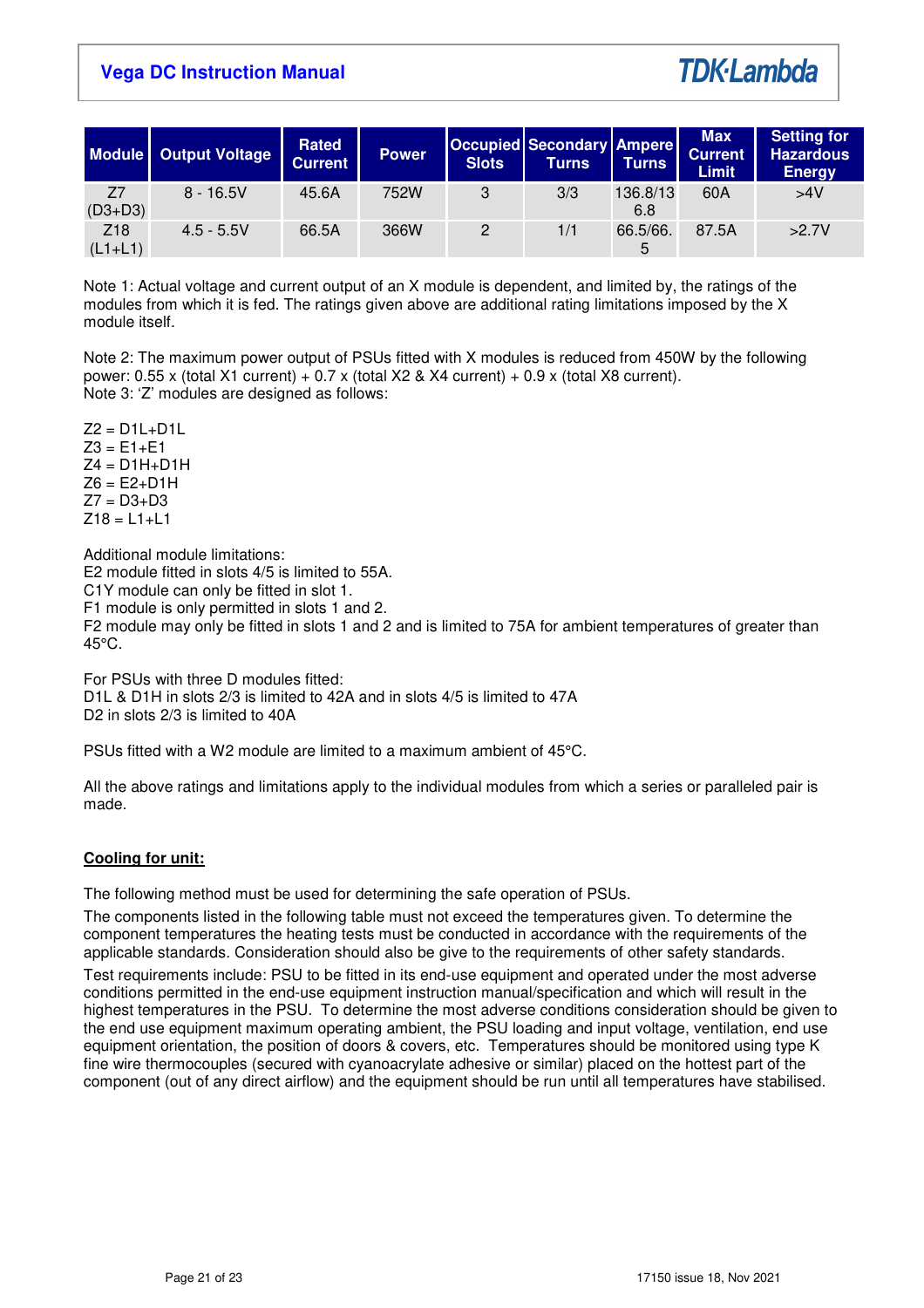| Module | Output Voltage | Rated Current | Power | Occupied Slots | Secondary Turns | Ampere Turns | Max Current Limit | Setting for Hazardous Energy |
|---|---|---|---|---|---|---|---|---|
| Z7 (D3+D3) | 8 - 16.5V | 45.6A | 752W | 3 | 3/3 | 136.8/136.8 | 60A | >4V |
| Z18 (L1+L1) | 4.5 - 5.5V | 66.5A | 366W | 2 | 1/1 | 66.5/66.5 | 87.5A | >2.7V |

Note 1: Actual voltage and current output of an X module is dependent, and limited by, the ratings of the modules from which it is fed. The ratings given above are additional rating limitations imposed by the X module itself.

Note 2: The maximum power output of PSUs fitted with X modules is reduced from 450W by the following power: 0.55 x (total X1 current) + 0.7 x (total X2 & X4 current) + 0.9 x (total X8 current).
Note 3: 'Z' modules are designed as follows:

Z2 = D1L+D1L
Z3 = E1+E1
Z4 = D1H+D1H
Z6 = E2+D1H
Z7 = D3+D3
Z18 = L1+L1

Additional module limitations:
E2 module fitted in slots 4/5 is limited to 55A.
C1Y module can only be fitted in slot 1.
F1 module is only permitted in slots 1 and 2.
F2 module may only be fitted in slots 1 and 2 and is limited to 75A for ambient temperatures of greater than 45°C.

For PSUs with three D modules fitted:
D1L & D1H in slots 2/3 is limited to 42A and in slots 4/5 is limited to 47A
D2 in slots 2/3 is limited to 40A

PSUs fitted with a W2 module are limited to a maximum ambient of 45°C.

All the above ratings and limitations apply to the individual modules from which a series or paralleled pair is made.

**Cooling for unit:**

The following method must be used for determining the safe operation of PSUs.

The components listed in the following table must not exceed the temperatures given. To determine the component temperatures the heating tests must be conducted in accordance with the requirements of the applicable standards. Consideration should also be give to the requirements of other safety standards.

Test requirements include: PSU to be fitted in its end-use equipment and operated under the most adverse conditions permitted in the end-use equipment instruction manual/specification and which will result in the highest temperatures in the PSU. To determine the most adverse conditions consideration should be given to the end use equipment maximum operating ambient, the PSU loading and input voltage, ventilation, end use equipment orientation, the position of doors & covers, etc. Temperatures should be monitored using type K fine wire thermocouples (secured with cyanoacrylate adhesive or similar) placed on the hottest part of the component (out of any direct airflow) and the equipment should be run until all temperatures have stabilised.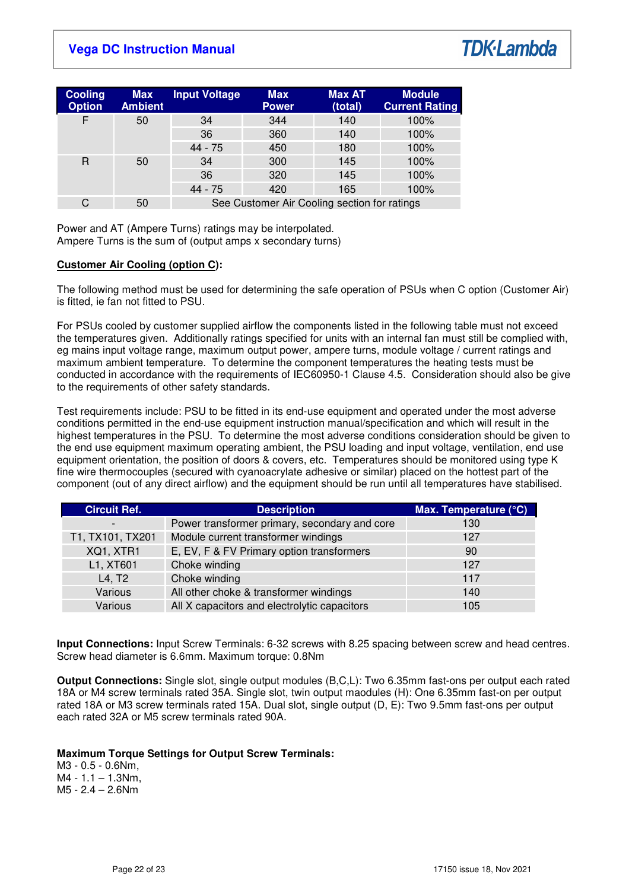| Cooling Option | Max Ambient | Input Voltage | Max Power | Max AT (total) | Module Current Rating |
|---|---|---|---|---|---|
| F | 50 | 34 | 344 | 140 | 100% |
| | | 36 | 360 | 140 | 100% |
| | | 44 - 75 | 450 | 180 | 100% |
| R | 50 | 34 | 300 | 145 | 100% |
| | | 36 | 320 | 145 | 100% |
| | | 44 - 75 | 420 | 165 | 100% |
| C | 50 | See Customer Air Cooling section for ratings | | | |

Power and AT (Ampere Turns) ratings may be interpolated.
Ampere Turns is the sum of (output amps x secondary turns)

**Customer Air Cooling (option C):**

The following method must be used for determining the safe operation of PSUs when C option (Customer Air) is fitted, ie fan not fitted to PSU.

For PSUs cooled by customer supplied airflow the components listed in the following table must not exceed the temperatures given. Additionally ratings specified for units with an internal fan must still be complied with, eg mains input voltage range, maximum output power, ampere turns, module voltage / current ratings and maximum ambient temperature. To determine the component temperatures the heating tests must be conducted in accordance with the requirements of IEC60950-1 Clause 4.5. Consideration should also be give to the requirements of other safety standards.

Test requirements include: PSU to be fitted in its end-use equipment and operated under the most adverse conditions permitted in the end-use equipment instruction manual/specification and which will result in the highest temperatures in the PSU. To determine the most adverse conditions consideration should be given to the end use equipment maximum operating ambient, the PSU loading and input voltage, ventilation, end use equipment orientation, the position of doors & covers, etc. Temperatures should be monitored using type K fine wire thermocouples (secured with cyanoacrylate adhesive or similar) placed on the hottest part of the component (out of any direct airflow) and the equipment should be run until all temperatures have stabilised.

| Circuit Ref. | Description | Max. Temperature (°C) |
|---|---|---|
| - | Power transformer primary, secondary and core | 130 |
| T1, TX101, TX201 | Module current transformer windings | 127 |
| XQ1, XTR1 | E, EV, F & FV Primary option transformers | 90 |
| L1, XT601 | Choke winding | 127 |
| L4, T2 | Choke winding | 117 |
| Various | All other choke & transformer windings | 140 |
| Various | All X capacitors and electrolytic capacitors | 105 |

**Input Connections:** Input Screw Terminals: 6-32 screws with 8.25 spacing between screw and head centres. Screw head diameter is 6.6mm. Maximum torque: 0.8Nm

**Output Connections:** Single slot, single output modules (B,C,L): Two 6.35mm fast-ons per output each rated 18A or M4 screw terminals rated 35A. Single slot, twin output maodules (H): One 6.35mm fast-on per output rated 18A or M3 screw terminals rated 15A. Dual slot, single output (D, E): Two 9.5mm fast-ons per output each rated 32A or M5 screw terminals rated 90A.

**Maximum Torque Settings for Output Screw Terminals:**
M3 - 0.5 - 0.6Nm,
M4 - 1.1 – 1.3Nm,
M5 - 2.4 – 2.6Nm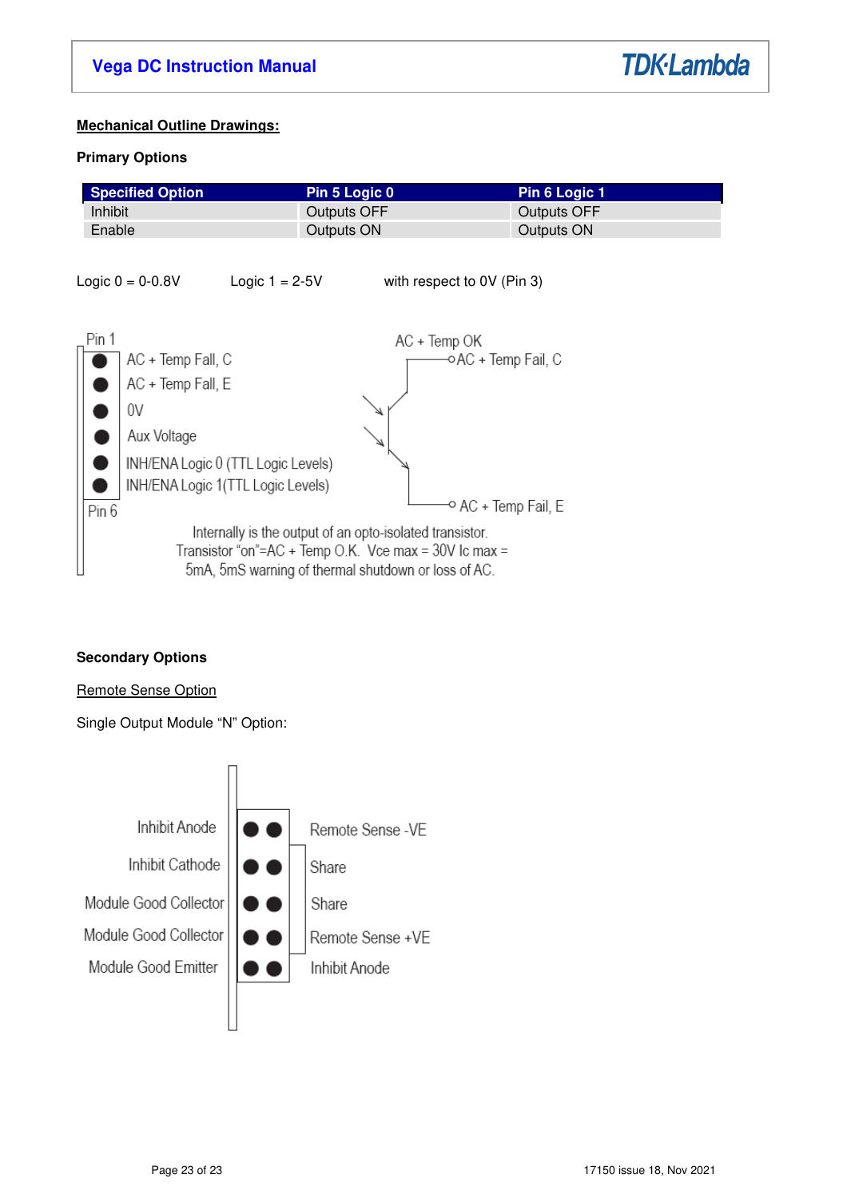## Mechanical Outline Drawings:

### Primary Options

| Specified Option | Pin 5 Logic 0 | Pin 6 Logic 1 |
|---|---|---|
| Inhibit | Outputs OFF | Outputs OFF |
| Enable | Outputs ON | Outputs ON |

Logic 0 = 0-0.8V     Logic 1 = 2-5V     with respect to 0V (Pin 3)

Pin 1
- AC + Temp Fail, C
- AC + Temp Fail, E
- 0V
- Aux Voltage
- INH/ENA Logic 0 (TTL Logic Levels)
- INH/ENA Logic 1(TTL Logic Levels)

Pin 6

AC + Temp OK

AC + Temp Fail, C

AC + Temp Fail, E

Internally is the output of an opto-isolated transistor.
Transistor "on"=AC + Temp O.K. Vce max = 30V Ic max = 5mA, 5mS warning of thermal shutdown or loss of AC.

### Secondary Options

Remote Sense Option

Single Output Module "N" Option:

| | |
|---|---|
| Inhibit Anode | Remote Sense -VE |
| Inhibit Cathode | Share |
| Module Good Collector | Share |
| Module Good Collector | Remote Sense +VE |
| Module Good Emitter | Inhibit Anode |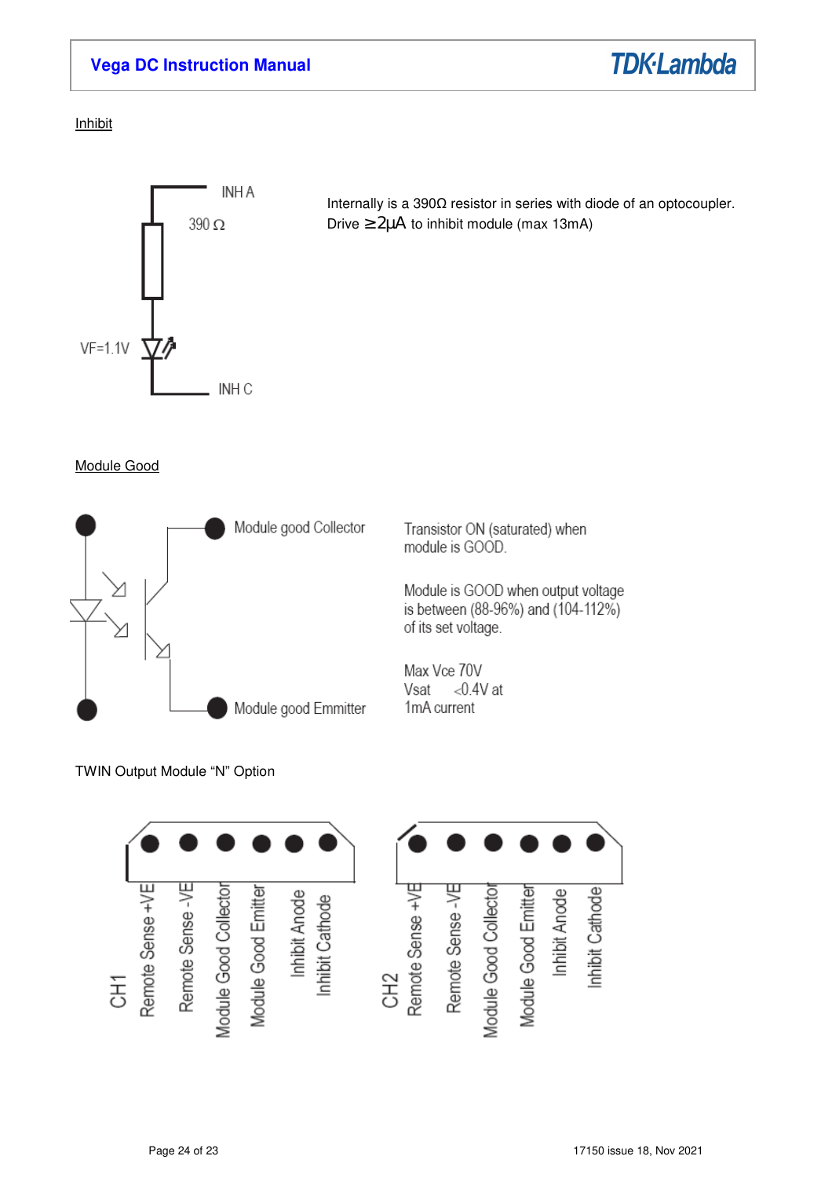Inhibit

INH A

390 Ω

VF=1.1V

INH C

Internally is a 390Ω resistor in series with diode of an optocoupler.
Drive ≥2μA to inhibit module (max 13mA)

Module Good

Module good Collector

Module good Emmitter

Transistor ON (saturated) when module is GOOD.

Module is GOOD when output voltage is between (88-96%) and (104-112%) of its set voltage.

Max Vce 70V
Vsat <0.4V at 1mA current

TWIN Output Module "N" Option

| CH1 |
|---|
| Remote Sense +VE |
| Remote Sense -VE |
| Module Good Collector |
| Module Good Emitter |
| Inhibit Anode |
| Inhibit Cathode |

| CH2 |
|---|
| Remote Sense +VE |
| Remote Sense -VE |
| Module Good Collector |
| Module Good Emitter |
| Inhibit Anode |
| Inhibit Cathode |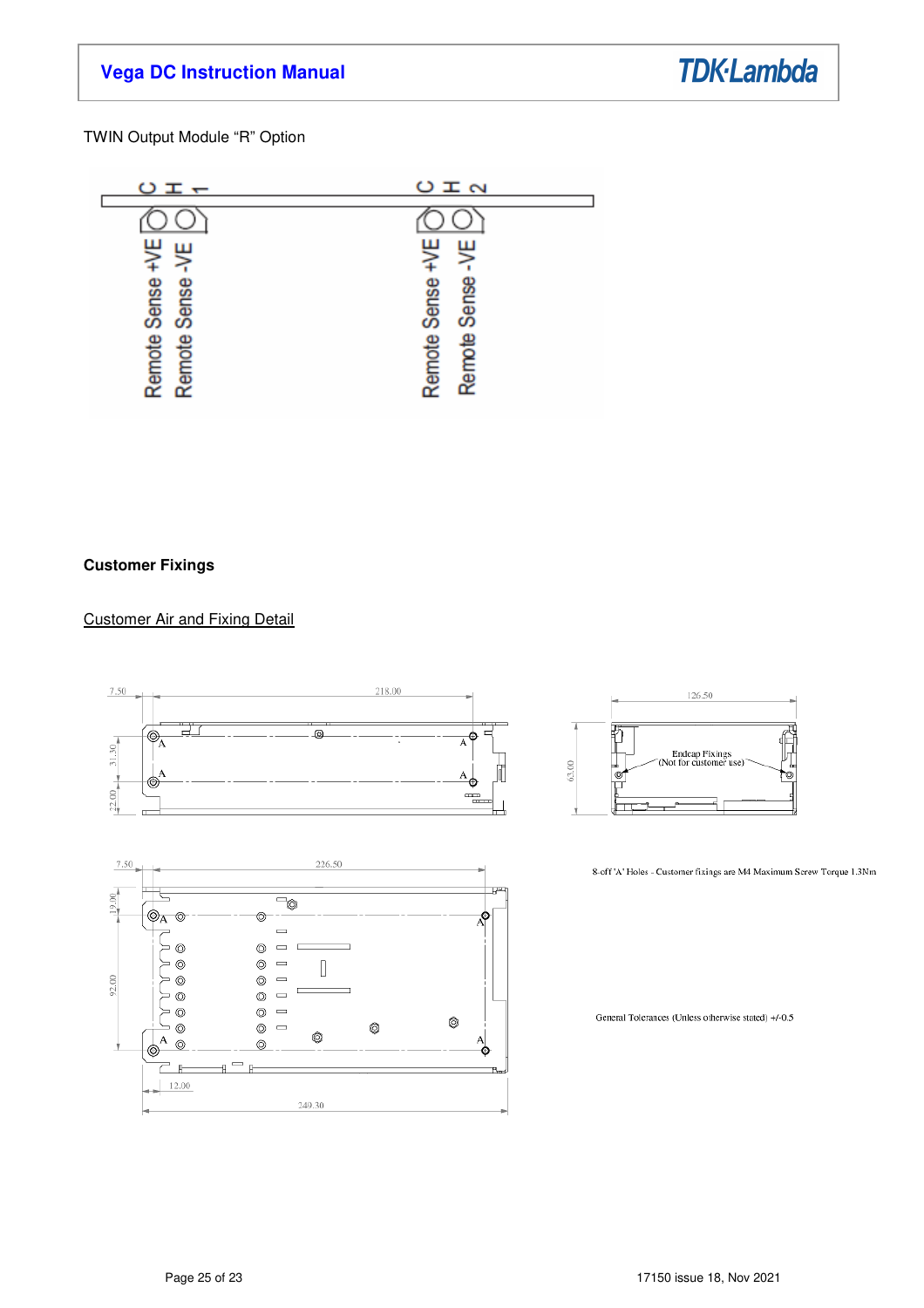TWIN Output Module "R" Option

CH 1

Remote Sense +VE
Remote Sense -VE

CH 2

Remote Sense +VE
Remote Sense -VE

**Customer Fixings**

Customer Air and Fixing Detail

7.50 218.00 126.50

31.50 63.00

22.00

Endcap Fixings (Not for customer use)

7.50 226.50

19.00

92.00

12.00

249.30

8 off 'A' Holes - Customer fixings are M4 Maximum Screw Torque 1.3Nm

General Tolerances (Unless otherwise stated) +/-0.5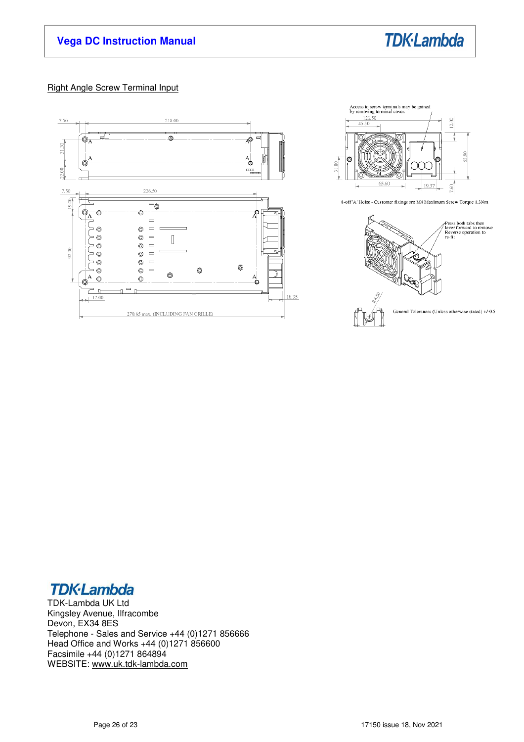## Right Angle Screw Terminal Input

7.50
218.00
31.20
22.00
A
A
A
A

7.50
226.50
19.00
92.00
A
A
A
A
12.00
18.35
270.65 max. (INCLUDING FAN GRILLE)

Access to screw terminals may be gained by removing terminal cover.
126.50
45.50
12.00
62.80
31.00
65.60
19.37
7.60

8-off 'A' Holes - Customer fixings are M4 Maximum Screw Torque 1.3Nm

Press both tabs then lever forward to remove. Reverse operation to re-fit

R4.50

General Tolerances (Unless otherwise stated) +/-0.5

**TDK-Lambda**

TDK-Lambda UK Ltd
Kingsley Avenue, Ilfracombe
Devon, EX34 8ES
Telephone - Sales and Service +44 (0)1271 856666
Head Office and Works +44 (0)1271 856600
Facsimile +44 (0)1271 864894
WEBSITE: www.uk.tdk-lambda.com